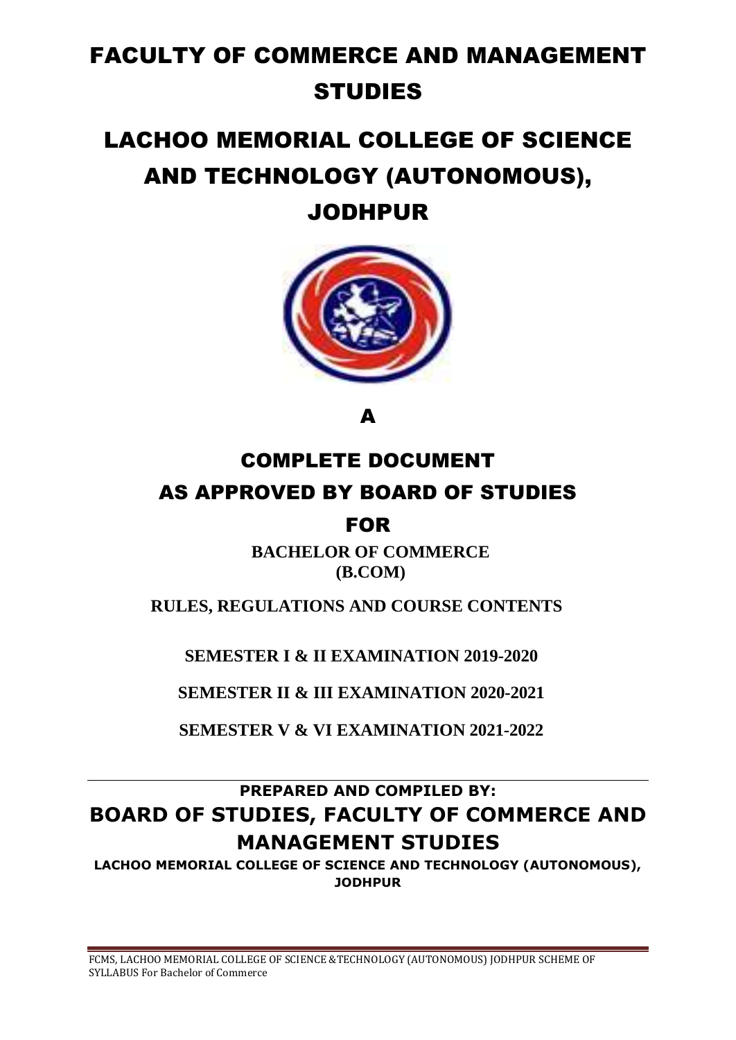# FACULTY OF COMMERCE AND MANAGEMENT STUDIES

# LACHOO MEMORIAL COLLEGE OF SCIENCE AND TECHNOLOGY (AUTONOMOUS), JODHPUR

## A

## COMPLETE DOCUMENT AS APPROVED BY BOARD OF STUDIES FOR

**BACHELOR OF COMMERCE (B.COM)**

**RULES, REGULATIONS AND COURSE CONTENTS**

**SEMESTER I & II EXAMINATION 2019-2020**

**SEMESTER II & III EXAMINATION 2020-2021**

**SEMESTER V & VI EXAMINATION 2021-2022**

---

**PREPARED AND COMPILED BY:**

## BOARD OF STUDIES, FACULTY OF COMMERCE AND MANAGEMENT STUDIES

**LACHOO MEMORIAL COLLEGE OF SCIENCE AND TECHNOLOGY (AUTONOMOUS), JODHPUR**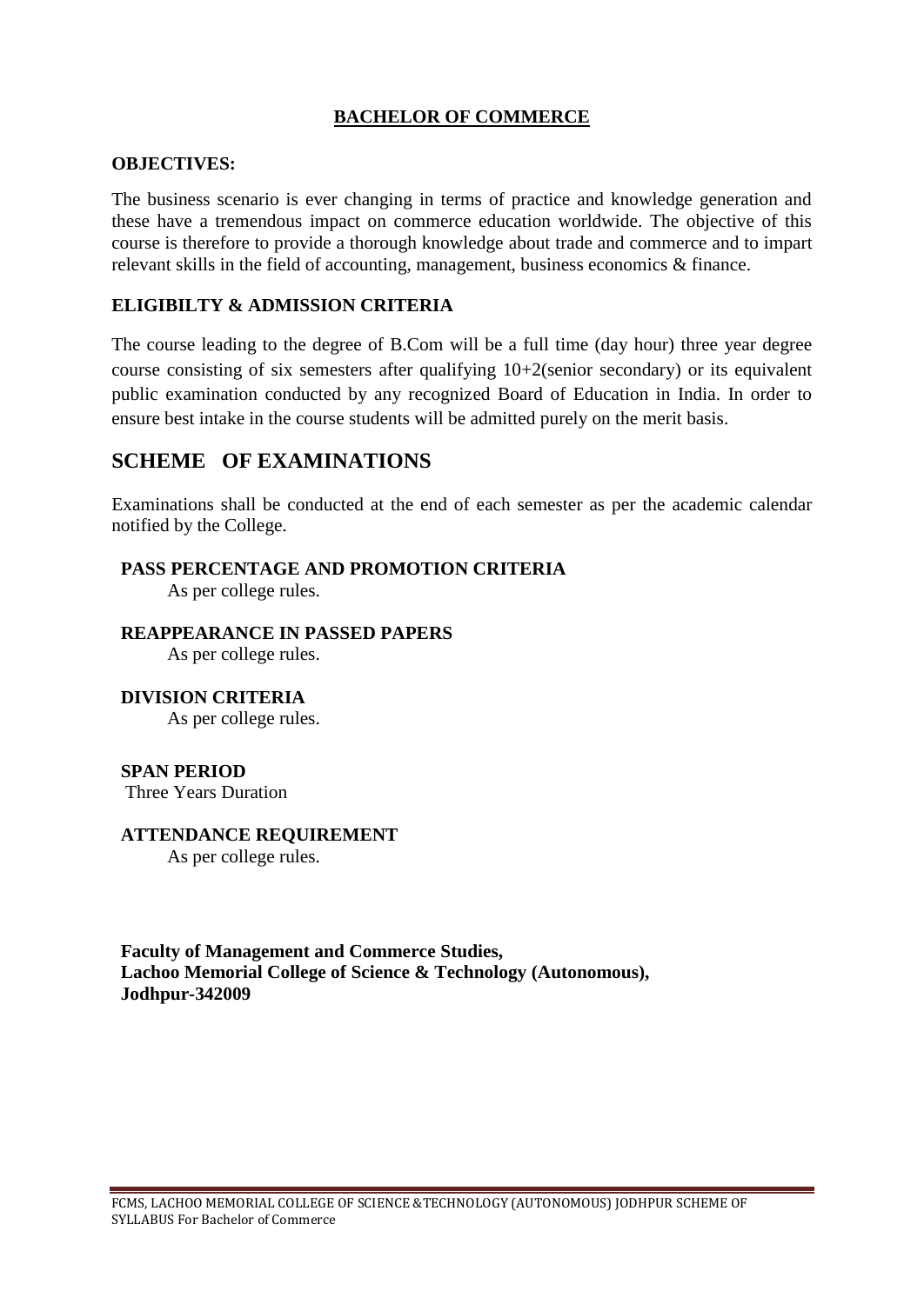# BACHELOR OF COMMERCE

**OBJECTIVES:**

The business scenario is ever changing in terms of practice and knowledge generation and these have a tremendous impact on commerce education worldwide. The objective of this course is therefore to provide a thorough knowledge about trade and commerce and to impart relevant skills in the field of accounting, management, business economics & finance.

**ELIGIBILTY & ADMISSION CRITERIA**

The course leading to the degree of B.Com will be a full time (day hour) three year degree course consisting of six semesters after qualifying 10+2(senior secondary) or its equivalent public examination conducted by any recognized Board of Education in India. In order to ensure best intake in the course students will be admitted purely on the merit basis.

## SCHEME OF EXAMINATIONS

Examinations shall be conducted at the end of each semester as per the academic calendar notified by the College.

**PASS PERCENTAGE AND PROMOTION CRITERIA**

As per college rules.

**REAPPEARANCE IN PASSED PAPERS**

As per college rules.

**DIVISION CRITERIA**

As per college rules.

**SPAN PERIOD**

Three Years Duration

**ATTENDANCE REQUIREMENT**

As per college rules.

**Faculty of Management and Commerce Studies,**
**Lachoo Memorial College of Science & Technology (Autonomous),**
**Jodhpur-342009**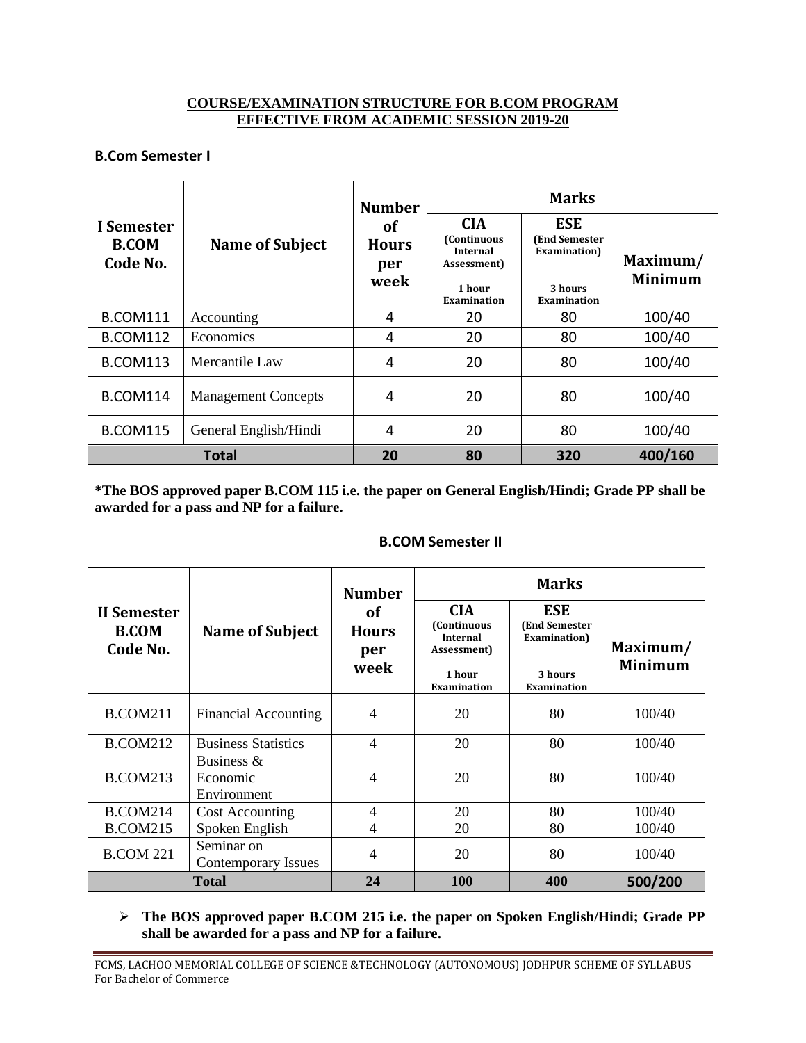**COURSE/EXAMINATION STRUCTURE FOR B.COM PROGRAM**
**EFFECTIVE FROM ACADEMIC SESSION 2019-20**

### B.Com Semester I

| I Semester B.COM Code No. | Name of Subject | Number of Hours per week | Marks | | |
|---|---|---|---|---|---|
| | | | CIA (Continuous Internal Assessment) 1 hour Examination | ESE (End Semester Examination) 3 hours Examination | Maximum/ Minimum |
| B.COM111 | Accounting | 4 | 20 | 80 | 100/40 |
| B.COM112 | Economics | 4 | 20 | 80 | 100/40 |
| B.COM113 | Mercantile Law | 4 | 20 | 80 | 100/40 |
| B.COM114 | Management Concepts | 4 | 20 | 80 | 100/40 |
| B.COM115 | General English/Hindi | 4 | 20 | 80 | 100/40 |
| **Total** | | **20** | **80** | **320** | **400/160** |

**\*The BOS approved paper B.COM 115 i.e. the paper on General English/Hindi; Grade PP shall be awarded for a pass and NP for a failure.**

### B.COM Semester II

| II Semester B.COM Code No. | Name of Subject | Number of Hours per week | Marks | | |
|---|---|---|---|---|---|
| | | | CIA (Continuous Internal Assessment) 1 hour Examination | ESE (End Semester Examination) 3 hours Examination | Maximum/ Minimum |
| B.COM211 | Financial Accounting | 4 | 20 | 80 | 100/40 |
| B.COM212 | Business Statistics | 4 | 20 | 80 | 100/40 |
| B.COM213 | Business & Economic Environment | 4 | 20 | 80 | 100/40 |
| B.COM214 | Cost Accounting | 4 | 20 | 80 | 100/40 |
| B.COM215 | Spoken English | 4 | 20 | 80 | 100/40 |
| B.COM 221 | Seminar on Contemporary Issues | 4 | 20 | 80 | 100/40 |
| **Total** | | **24** | **100** | **400** | **500/200** |

- **The BOS approved paper B.COM 215 i.e. the paper on Spoken English/Hindi; Grade PP shall be awarded for a pass and NP for a failure.**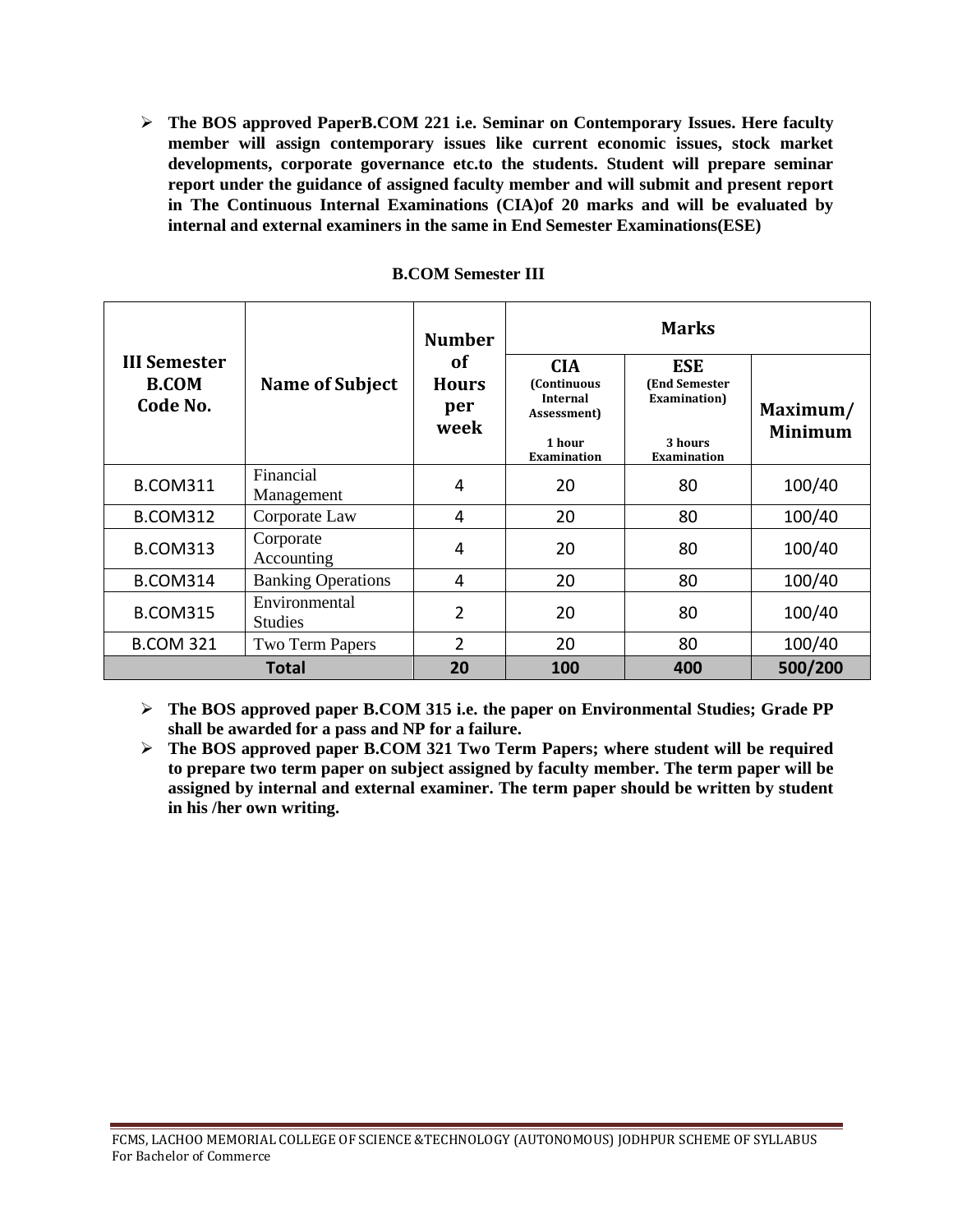- **The BOS approved PaperB.COM 221 i.e. Seminar on Contemporary Issues. Here faculty member will assign contemporary issues like current economic issues, stock market developments, corporate governance etc.to the students. Student will prepare seminar report under the guidance of assigned faculty member and will submit and present report in The Continuous Internal Examinations (CIA)of 20 marks and will be evaluated by internal and external examiners in the same in End Semester Examinations(ESE)**

**B.COM Semester III**

| III Semester B.COM Code No. | Name of Subject | Number of Hours per week | Marks | | |
|---|---|---|---|---|---|
| | | | CIA (Continuous Internal Assessment) 1 hour Examination | ESE (End Semester Examination) 3 hours Examination | Maximum/ Minimum |
| B.COM311 | Financial Management | 4 | 20 | 80 | 100/40 |
| B.COM312 | Corporate Law | 4 | 20 | 80 | 100/40 |
| B.COM313 | Corporate Accounting | 4 | 20 | 80 | 100/40 |
| B.COM314 | Banking Operations | 4 | 20 | 80 | 100/40 |
| B.COM315 | Environmental Studies | 2 | 20 | 80 | 100/40 |
| B.COM 321 | Two Term Papers | 2 | 20 | 80 | 100/40 |
| **Total** | | **20** | **100** | **400** | **500/200** |

- **The BOS approved paper B.COM 315 i.e. the paper on Environmental Studies; Grade PP shall be awarded for a pass and NP for a failure.**
- **The BOS approved paper B.COM 321 Two Term Papers; where student will be required to prepare two term paper on subject assigned by faculty member. The term paper will be assigned by internal and external examiner. The term paper should be written by student in his /her own writing.**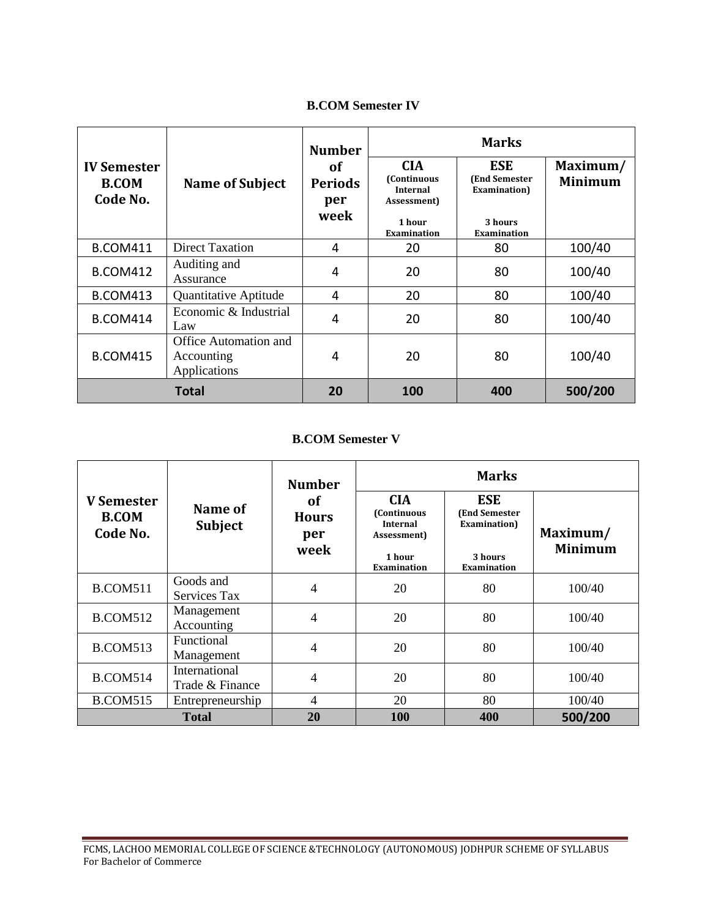**B.COM Semester IV**

| IV Semester B.COM Code No. | Name of Subject | Number of Periods per week | Marks | | |
|---|---|---|---|---|---|
| | | | CIA (Continuous Internal Assessment) 1 hour Examination | ESE (End Semester Examination) 3 hours Examination | Maximum/ Minimum |
| B.COM411 | Direct Taxation | 4 | 20 | 80 | 100/40 |
| B.COM412 | Auditing and Assurance | 4 | 20 | 80 | 100/40 |
| B.COM413 | Quantitative Aptitude | 4 | 20 | 80 | 100/40 |
| B.COM414 | Economic & Industrial Law | 4 | 20 | 80 | 100/40 |
| B.COM415 | Office Automation and Accounting Applications | 4 | 20 | 80 | 100/40 |
| **Total** | | **20** | **100** | **400** | **500/200** |

**B.COM Semester V**

| V Semester B.COM Code No. | Name of Subject | Number of Hours per week | Marks | | |
|---|---|---|---|---|---|
| | | | CIA (Continuous Internal Assessment) 1 hour Examination | ESE (End Semester Examination) 3 hours Examination | Maximum/ Minimum |
| B.COM511 | Goods and Services Tax | 4 | 20 | 80 | 100/40 |
| B.COM512 | Management Accounting | 4 | 20 | 80 | 100/40 |
| B.COM513 | Functional Management | 4 | 20 | 80 | 100/40 |
| B.COM514 | International Trade & Finance | 4 | 20 | 80 | 100/40 |
| B.COM515 | Entrepreneurship | 4 | 20 | 80 | 100/40 |
| **Total** | | **20** | **100** | **400** | **500/200** |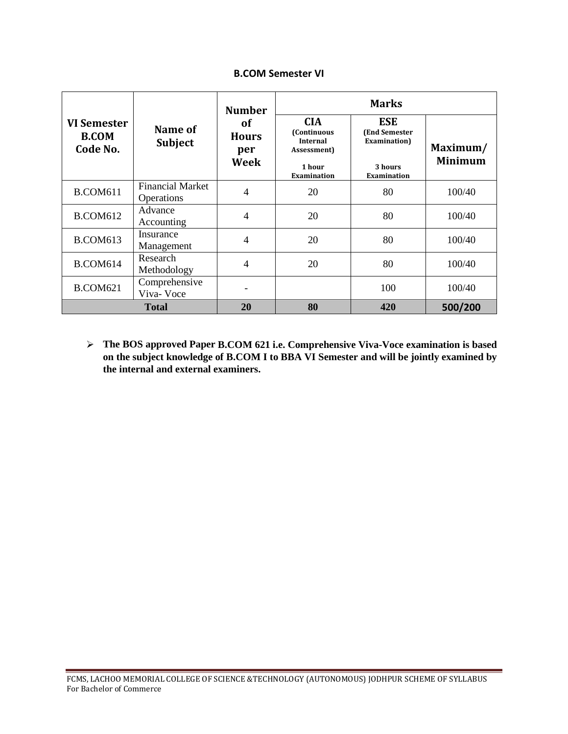## B.COM Semester VI

| VI Semester B.COM Code No. | Name of Subject | Number of Hours per Week | Marks | | |
|---|---|---|---|---|---|
| | | | CIA (Continuous Internal Assessment) 1 hour Examination | ESE (End Semester Examination) 3 hours Examination | Maximum/ Minimum |
| B.COM611 | Financial Market Operations | 4 | 20 | 80 | 100/40 |
| B.COM612 | Advance Accounting | 4 | 20 | 80 | 100/40 |
| B.COM613 | Insurance Management | 4 | 20 | 80 | 100/40 |
| B.COM614 | Research Methodology | 4 | 20 | 80 | 100/40 |
| B.COM621 | Comprehensive Viva- Voce | - | | 100 | 100/40 |
| **Total** | | **20** | **80** | **420** | **500/200** |

- **The BOS approved Paper B.COM 621 i.e. Comprehensive Viva-Voce examination is based on the subject knowledge of B.COM I to BBA VI Semester and will be jointly examined by the internal and external examiners.**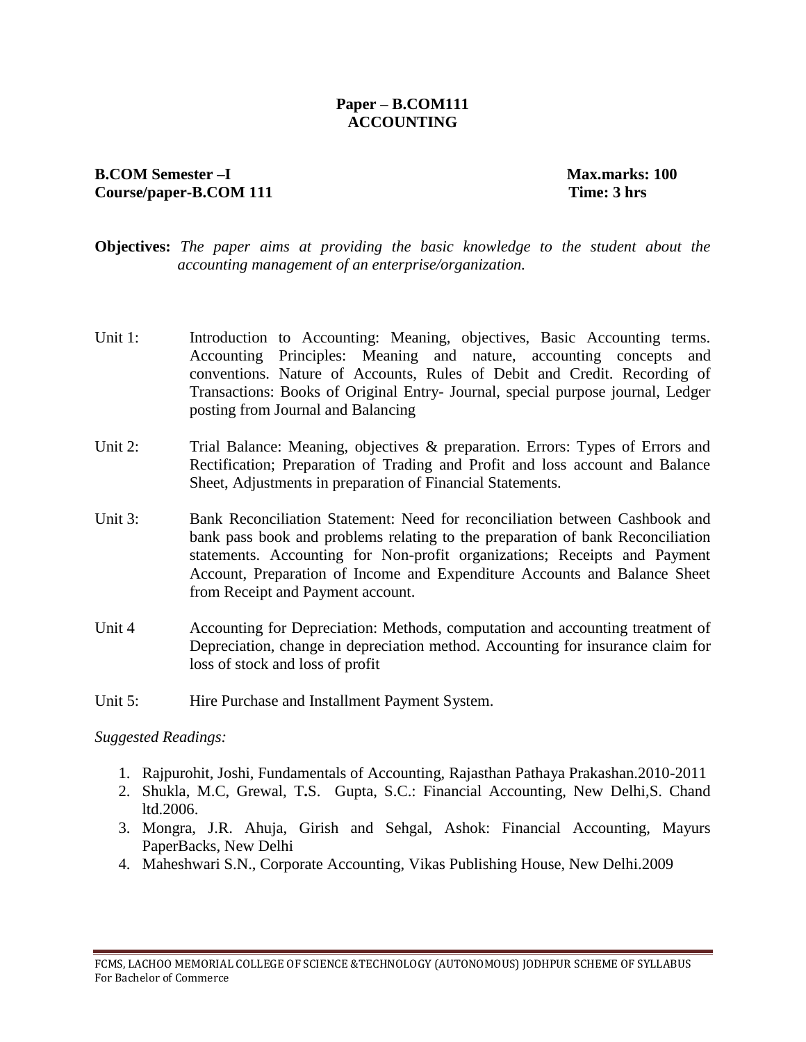## Paper – B.COM111
## ACCOUNTING

**B.COM Semester –I** **Max.marks: 100**
**Course/paper-B.COM 111** **Time: 3 hrs**

**Objectives:** *The paper aims at providing the basic knowledge to the student about the accounting management of an enterprise/organization.*

Unit 1: Introduction to Accounting: Meaning, objectives, Basic Accounting terms. Accounting Principles: Meaning and nature, accounting concepts and conventions. Nature of Accounts, Rules of Debit and Credit. Recording of Transactions: Books of Original Entry- Journal, special purpose journal, Ledger posting from Journal and Balancing

Unit 2: Trial Balance: Meaning, objectives & preparation. Errors: Types of Errors and Rectification; Preparation of Trading and Profit and loss account and Balance Sheet, Adjustments in preparation of Financial Statements.

Unit 3: Bank Reconciliation Statement: Need for reconciliation between Cashbook and bank pass book and problems relating to the preparation of bank Reconciliation statements. Accounting for Non-profit organizations; Receipts and Payment Account, Preparation of Income and Expenditure Accounts and Balance Sheet from Receipt and Payment account.

Unit 4 Accounting for Depreciation: Methods, computation and accounting treatment of Depreciation, change in depreciation method. Accounting for insurance claim for loss of stock and loss of profit

Unit 5: Hire Purchase and Installment Payment System.

*Suggested Readings:*

1. Rajpurohit, Joshi, Fundamentals of Accounting, Rajasthan Pathaya Prakashan.2010-2011
2. Shukla, M.C, Grewal, T**.**S. Gupta, S.C.: Financial Accounting, New Delhi,S. Chand ltd.2006.
3. Mongra, J.R. Ahuja, Girish and Sehgal, Ashok: Financial Accounting, Mayurs PaperBacks, New Delhi
4. Maheshwari S.N., Corporate Accounting, Vikas Publishing House, New Delhi.2009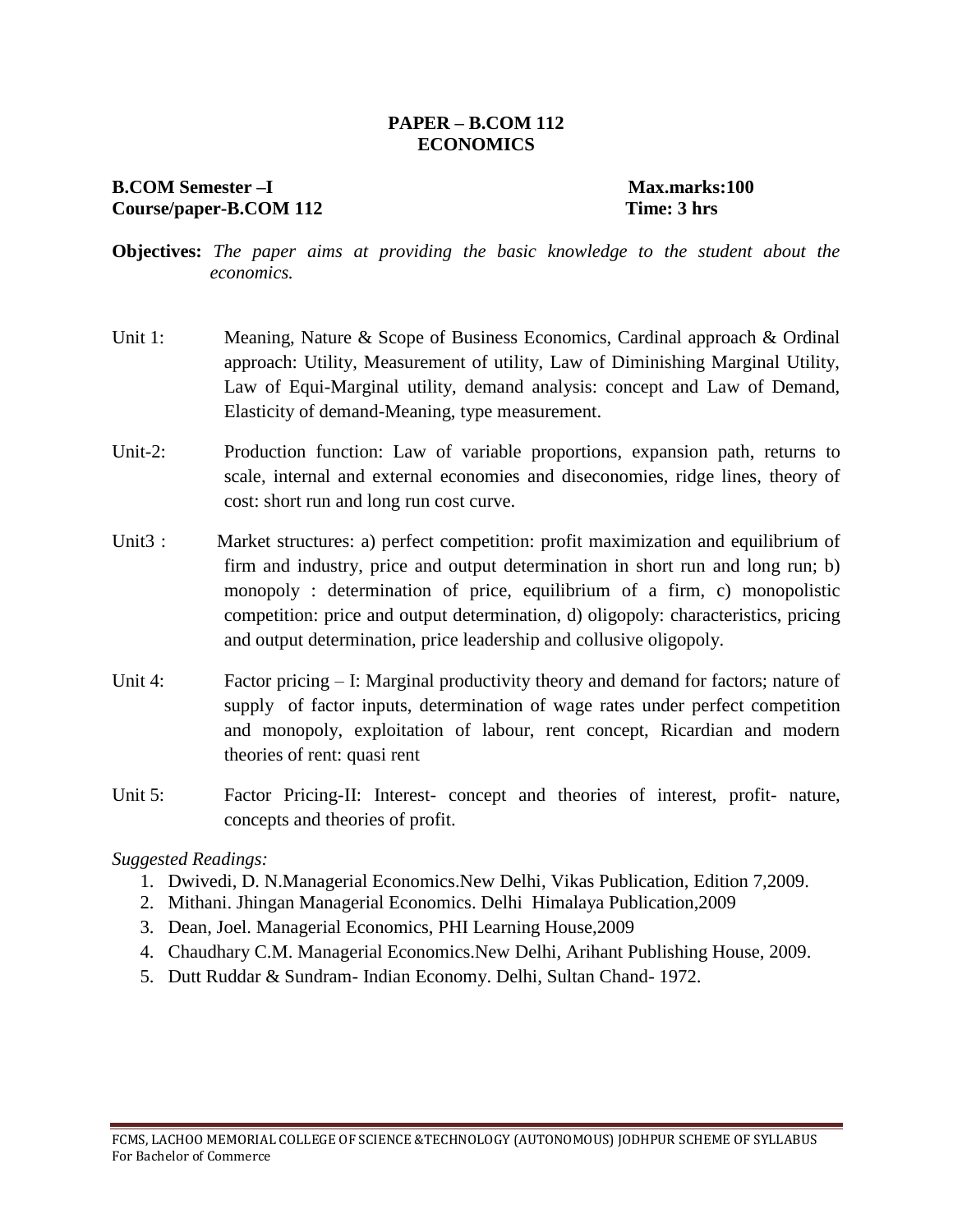## PAPER – B.COM 112
## ECONOMICS

**B.COM Semester –I** **Max.marks:100**
**Course/paper-B.COM 112** **Time: 3 hrs**

**Objectives:** *The paper aims at providing the basic knowledge to the student about the economics.*

Unit 1: Meaning, Nature & Scope of Business Economics, Cardinal approach & Ordinal approach: Utility, Measurement of utility, Law of Diminishing Marginal Utility, Law of Equi-Marginal utility, demand analysis: concept and Law of Demand, Elasticity of demand-Meaning, type measurement.

Unit-2: Production function: Law of variable proportions, expansion path, returns to scale, internal and external economies and diseconomies, ridge lines, theory of cost: short run and long run cost curve.

Unit3 : Market structures: a) perfect competition: profit maximization and equilibrium of firm and industry, price and output determination in short run and long run; b) monopoly : determination of price, equilibrium of a firm, c) monopolistic competition: price and output determination, d) oligopoly: characteristics, pricing and output determination, price leadership and collusive oligopoly.

Unit 4: Factor pricing – I: Marginal productivity theory and demand for factors; nature of supply of factor inputs, determination of wage rates under perfect competition and monopoly, exploitation of labour, rent concept, Ricardian and modern theories of rent: quasi rent

Unit 5: Factor Pricing-II: Interest- concept and theories of interest, profit- nature, concepts and theories of profit.

*Suggested Readings:*

1. Dwivedi, D. N.Managerial Economics.New Delhi, Vikas Publication, Edition 7,2009.
2. Mithani. Jhingan Managerial Economics. Delhi Himalaya Publication,2009
3. Dean, Joel. Managerial Economics, PHI Learning House,2009
4. Chaudhary C.M. Managerial Economics.New Delhi, Arihant Publishing House, 2009.
5. Dutt Ruddar & Sundram- Indian Economy. Delhi, Sultan Chand- 1972.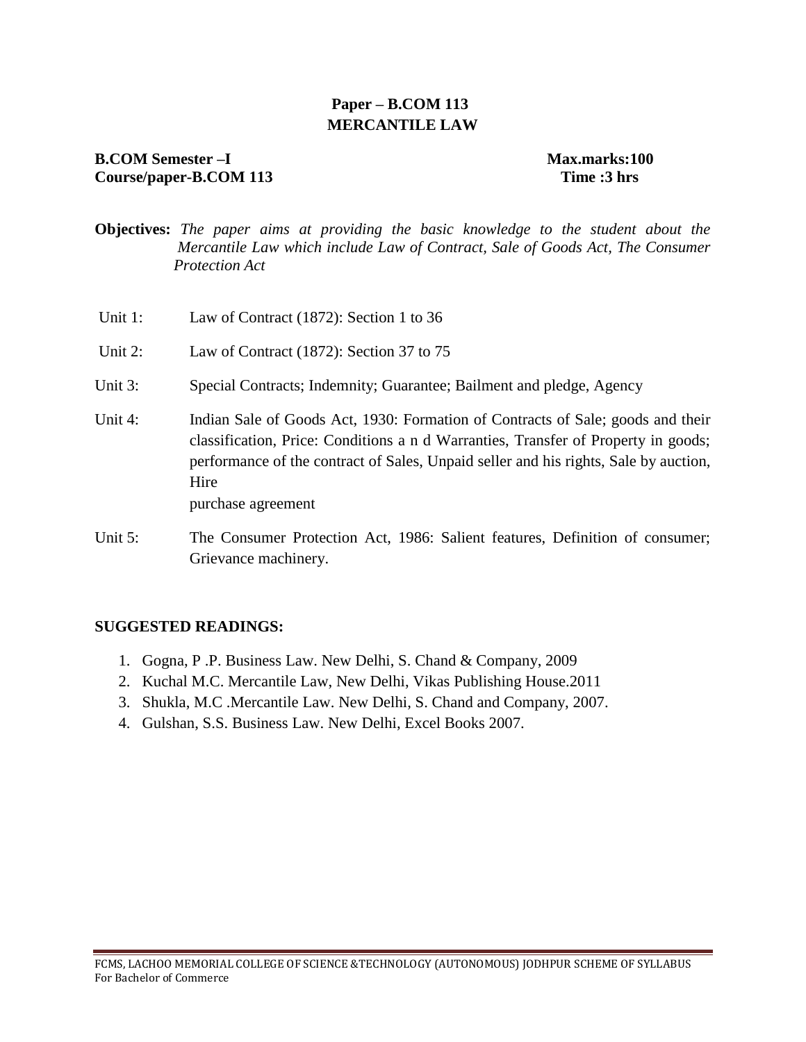**Paper – B.COM 113**
**MERCANTILE LAW**

**B.COM Semester –I** **Max.marks:100**
**Course/paper-B.COM 113** **Time :3 hrs**

**Objectives:** *The paper aims at providing the basic knowledge to the student about the Mercantile Law which include Law of Contract, Sale of Goods Act, The Consumer Protection Act*

Unit 1: Law of Contract (1872): Section 1 to 36

Unit 2: Law of Contract (1872): Section 37 to 75

Unit 3: Special Contracts; Indemnity; Guarantee; Bailment and pledge, Agency

Unit 4: Indian Sale of Goods Act, 1930: Formation of Contracts of Sale; goods and their classification, Price: Conditions a n d Warranties, Transfer of Property in goods; performance of the contract of Sales, Unpaid seller and his rights, Sale by auction, Hire purchase agreement

Unit 5: The Consumer Protection Act, 1986: Salient features, Definition of consumer; Grievance machinery.

**SUGGESTED READINGS:**

1. Gogna, P .P. Business Law. New Delhi, S. Chand & Company, 2009
2. Kuchal M.C. Mercantile Law, New Delhi, Vikas Publishing House.2011
3. Shukla, M.C .Mercantile Law. New Delhi, S. Chand and Company, 2007.
4. Gulshan, S.S. Business Law. New Delhi, Excel Books 2007.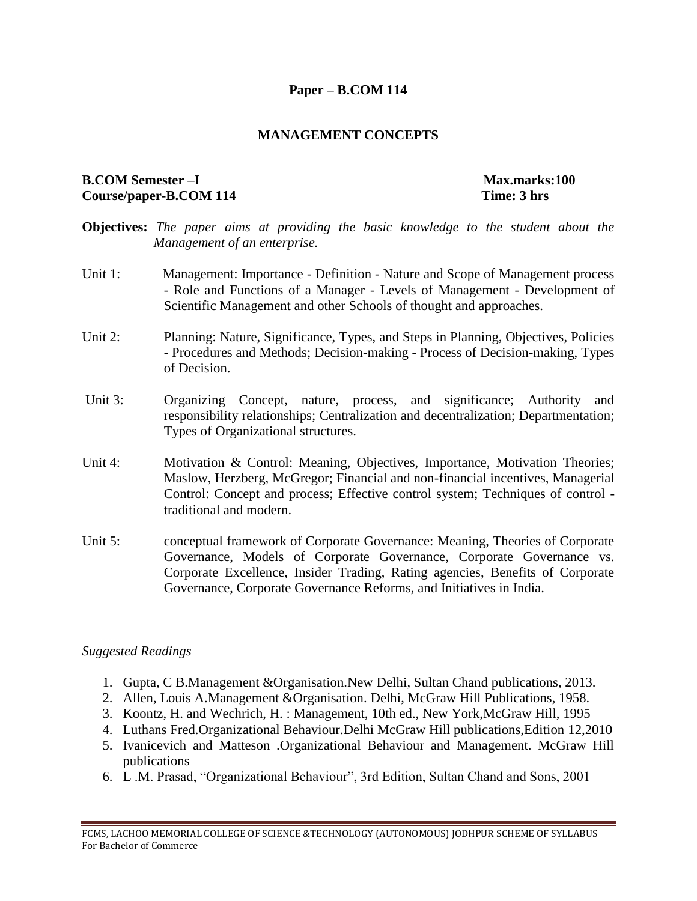## Paper – B.COM 114

## MANAGEMENT CONCEPTS

**B.COM Semester –I** **Max.marks:100**
**Course/paper-B.COM 114** **Time: 3 hrs**

**Objectives:** *The paper aims at providing the basic knowledge to the student about the Management of an enterprise.*

Unit 1: Management: Importance - Definition - Nature and Scope of Management process - Role and Functions of a Manager - Levels of Management - Development of Scientific Management and other Schools of thought and approaches.

Unit 2: Planning: Nature, Significance, Types, and Steps in Planning, Objectives, Policies - Procedures and Methods; Decision-making - Process of Decision-making, Types of Decision.

Unit 3: Organizing Concept, nature, process, and significance; Authority and responsibility relationships; Centralization and decentralization; Departmentation; Types of Organizational structures.

Unit 4: Motivation & Control: Meaning, Objectives, Importance, Motivation Theories; Maslow, Herzberg, McGregor; Financial and non-financial incentives, Managerial Control: Concept and process; Effective control system; Techniques of control - traditional and modern.

Unit 5: conceptual framework of Corporate Governance: Meaning, Theories of Corporate Governance, Models of Corporate Governance, Corporate Governance vs. Corporate Excellence, Insider Trading, Rating agencies, Benefits of Corporate Governance, Corporate Governance Reforms, and Initiatives in India.

*Suggested Readings*

1. Gupta, C B.Management &Organisation.New Delhi, Sultan Chand publications, 2013.
2. Allen, Louis A.Management &Organisation. Delhi, McGraw Hill Publications, 1958.
3. Koontz, H. and Wechrich, H. : Management, 10th ed., New York,McGraw Hill, 1995
4. Luthans Fred.Organizational Behaviour.Delhi McGraw Hill publications,Edition 12,2010
5. Ivanicevich and Matteson .Organizational Behaviour and Management. McGraw Hill publications
6. L .M. Prasad, "Organizational Behaviour", 3rd Edition, Sultan Chand and Sons, 2001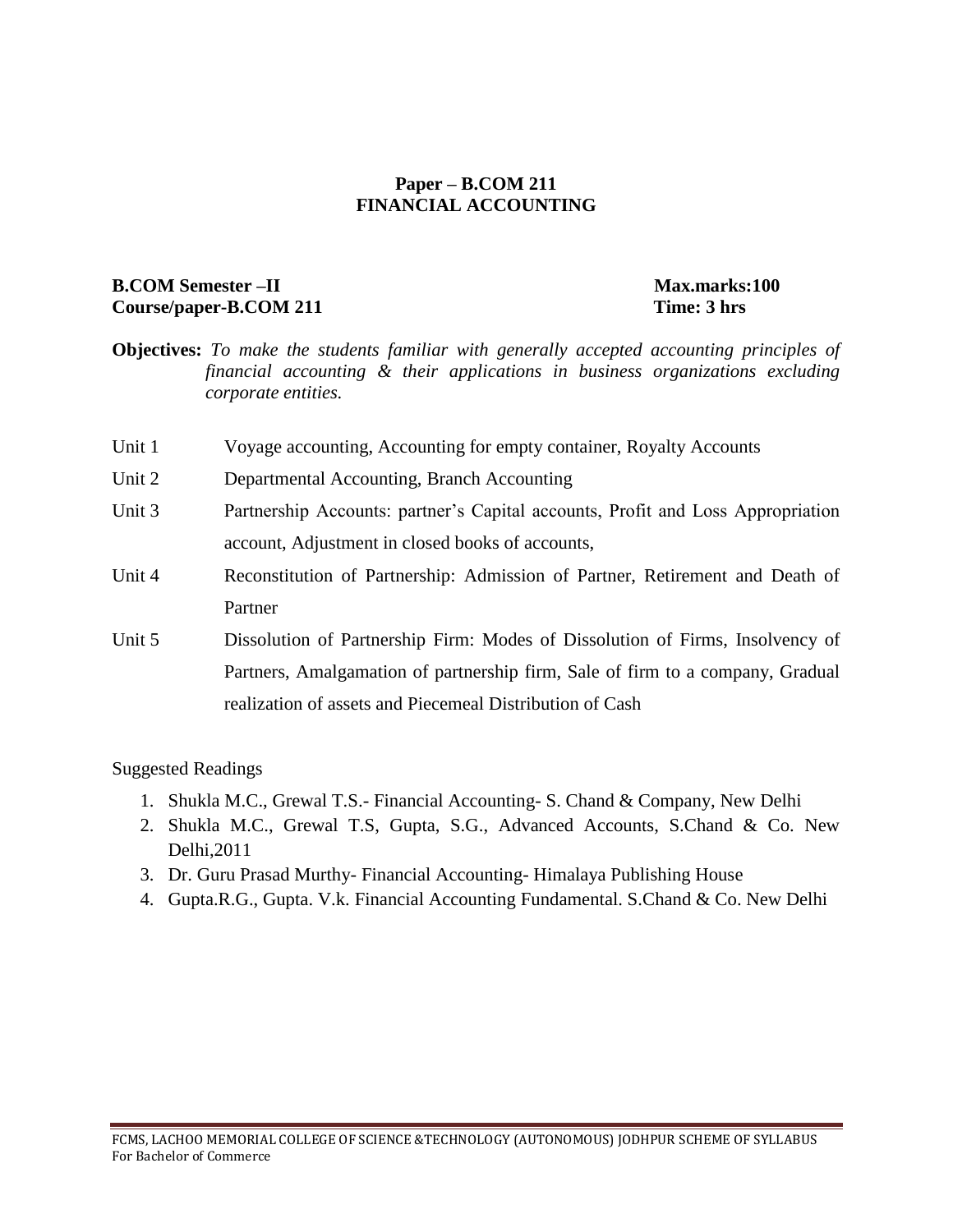**Paper – B.COM 211**
**FINANCIAL ACCOUNTING**

**B.COM Semester –II** **Max.marks:100**
**Course/paper-B.COM 211** **Time: 3 hrs**

**Objectives:** *To make the students familiar with generally accepted accounting principles of financial accounting & their applications in business organizations excluding corporate entities.*

| | |
|---|---|
| Unit 1 | Voyage accounting, Accounting for empty container, Royalty Accounts |
| Unit 2 | Departmental Accounting, Branch Accounting |
| Unit 3 | Partnership Accounts: partner's Capital accounts, Profit and Loss Appropriation account, Adjustment in closed books of accounts, |
| Unit 4 | Reconstitution of Partnership: Admission of Partner, Retirement and Death of Partner |
| Unit 5 | Dissolution of Partnership Firm: Modes of Dissolution of Firms, Insolvency of Partners, Amalgamation of partnership firm, Sale of firm to a company, Gradual realization of assets and Piecemeal Distribution of Cash |

Suggested Readings

1. Shukla M.C., Grewal T.S.- Financial Accounting- S. Chand & Company, New Delhi
2. Shukla M.C., Grewal T.S, Gupta, S.G., Advanced Accounts, S.Chand & Co. New Delhi,2011
3. Dr. Guru Prasad Murthy- Financial Accounting- Himalaya Publishing House
4. Gupta.R.G., Gupta. V.k. Financial Accounting Fundamental. S.Chand & Co. New Delhi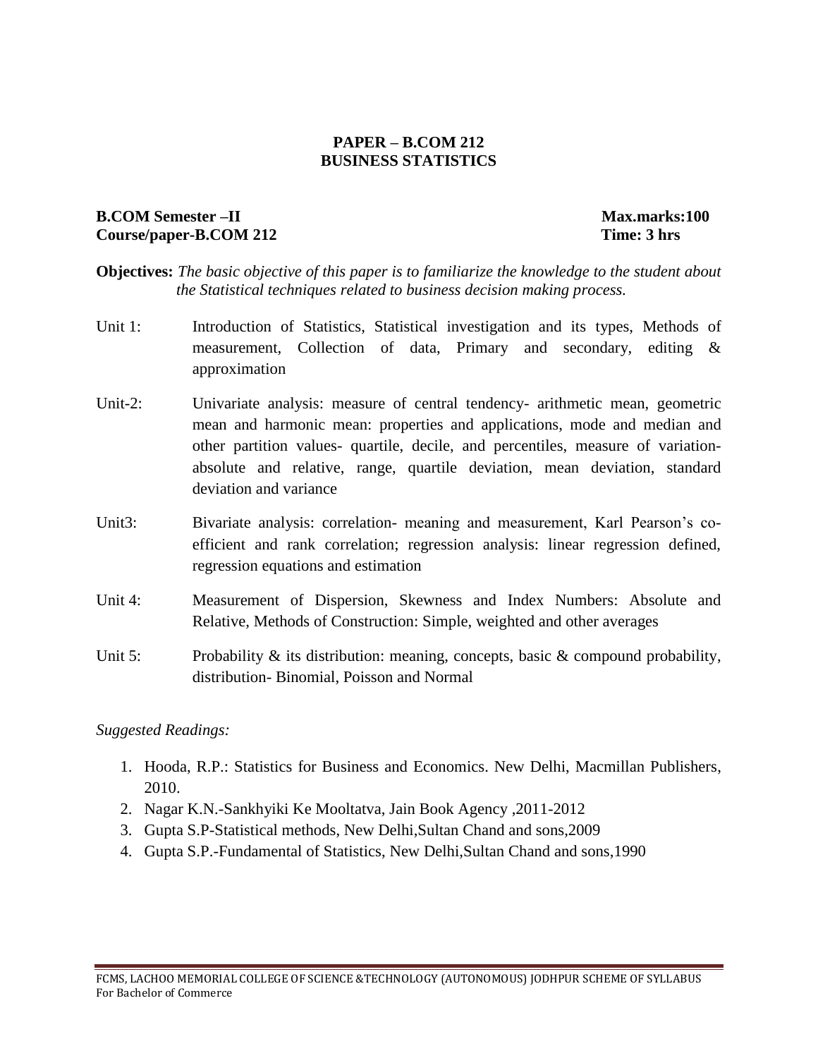## PAPER – B.COM 212
## BUSINESS STATISTICS

**B.COM Semester –II** **Max.marks:100**
**Course/paper-B.COM 212** **Time: 3 hrs**

**Objectives:** *The basic objective of this paper is to familiarize the knowledge to the student about the Statistical techniques related to business decision making process.*

Unit 1: Introduction of Statistics, Statistical investigation and its types, Methods of measurement, Collection of data, Primary and secondary, editing & approximation

Unit-2: Univariate analysis: measure of central tendency- arithmetic mean, geometric mean and harmonic mean: properties and applications, mode and median and other partition values- quartile, decile, and percentiles, measure of variation- absolute and relative, range, quartile deviation, mean deviation, standard deviation and variance

Unit3: Bivariate analysis: correlation- meaning and measurement, Karl Pearson's co-efficient and rank correlation; regression analysis: linear regression defined, regression equations and estimation

Unit 4: Measurement of Dispersion, Skewness and Index Numbers: Absolute and Relative, Methods of Construction: Simple, weighted and other averages

Unit 5: Probability & its distribution: meaning, concepts, basic & compound probability, distribution- Binomial, Poisson and Normal

*Suggested Readings:*

1. Hooda, R.P.: Statistics for Business and Economics. New Delhi, Macmillan Publishers, 2010.
2. Nagar K.N.-Sankhyiki Ke Mooltatva, Jain Book Agency ,2011-2012
3. Gupta S.P-Statistical methods, New Delhi,Sultan Chand and sons,2009
4. Gupta S.P.-Fundamental of Statistics, New Delhi,Sultan Chand and sons,1990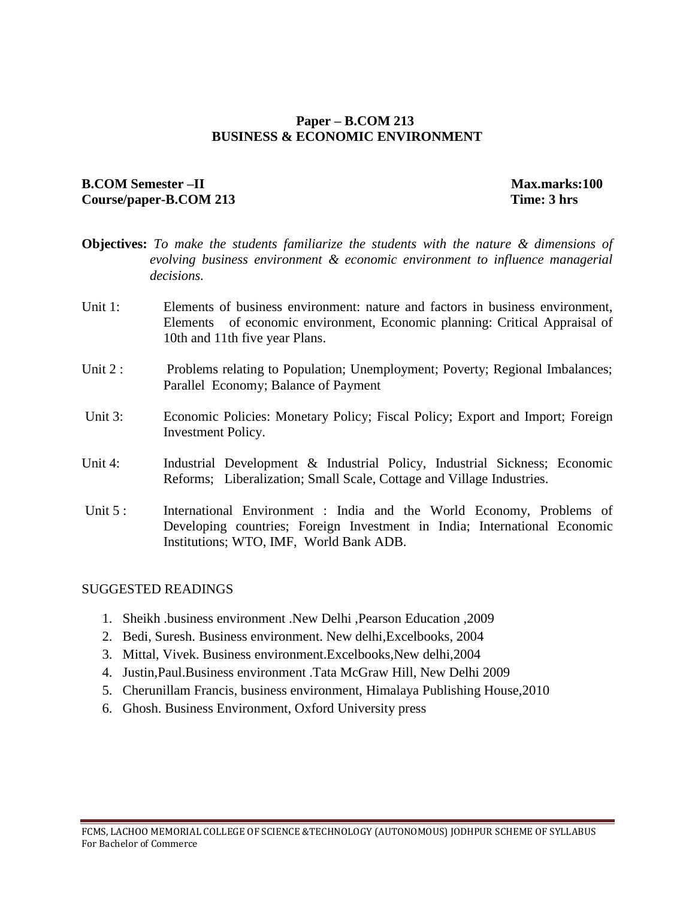## Paper – B.COM 213
## BUSINESS & ECONOMIC ENVIRONMENT

**B.COM Semester –II** **Max.marks:100**
**Course/paper-B.COM 213** **Time: 3 hrs**

**Objectives:** *To make the students familiarize the students with the nature & dimensions of evolving business environment & economic environment to influence managerial decisions.*

Unit 1: Elements of business environment: nature and factors in business environment, Elements of economic environment, Economic planning: Critical Appraisal of 10th and 11th five year Plans.

Unit 2 : Problems relating to Population; Unemployment; Poverty; Regional Imbalances; Parallel Economy; Balance of Payment

Unit 3: Economic Policies: Monetary Policy; Fiscal Policy; Export and Import; Foreign Investment Policy.

Unit 4: Industrial Development & Industrial Policy, Industrial Sickness; Economic Reforms; Liberalization; Small Scale, Cottage and Village Industries.

Unit 5 : International Environment : India and the World Economy, Problems of Developing countries; Foreign Investment in India; International Economic Institutions; WTO, IMF, World Bank ADB.

SUGGESTED READINGS

1. Sheikh .business environment .New Delhi ,Pearson Education ,2009
2. Bedi, Suresh. Business environment. New delhi,Excelbooks, 2004
3. Mittal, Vivek. Business environment.Excelbooks,New delhi,2004
4. Justin,Paul.Business environment .Tata McGraw Hill, New Delhi 2009
5. Cherunillam Francis, business environment, Himalaya Publishing House,2010
6. Ghosh. Business Environment, Oxford University press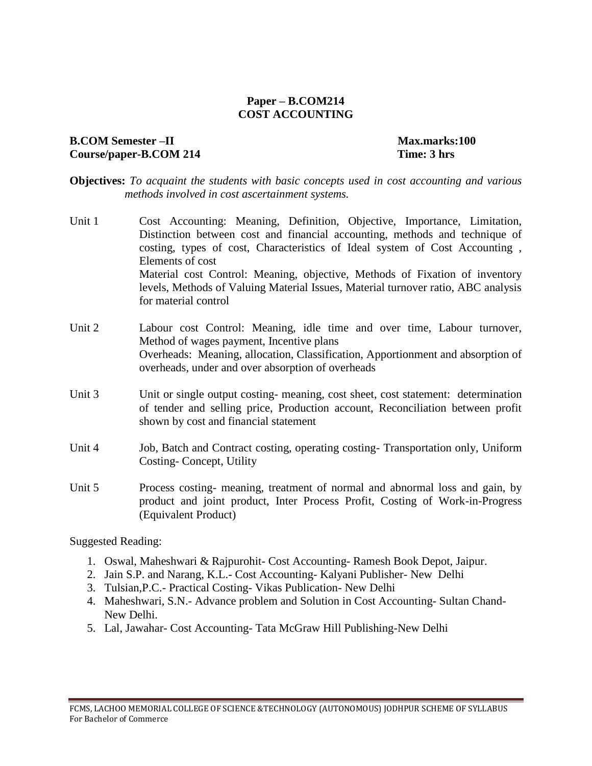## Paper – B.COM214
## COST ACCOUNTING

**B.COM Semester –II** **Max.marks:100**
**Course/paper-B.COM 214** **Time: 3 hrs**

**Objectives:** *To acquaint the students with basic concepts used in cost accounting and various methods involved in cost ascertainment systems.*

Unit 1 Cost Accounting: Meaning, Definition, Objective, Importance, Limitation, Distinction between cost and financial accounting, methods and technique of costing, types of cost, Characteristics of Ideal system of Cost Accounting , Elements of cost
Material cost Control: Meaning, objective, Methods of Fixation of inventory levels, Methods of Valuing Material Issues, Material turnover ratio, ABC analysis for material control

Unit 2 Labour cost Control: Meaning, idle time and over time, Labour turnover, Method of wages payment, Incentive plans
Overheads: Meaning, allocation, Classification, Apportionment and absorption of overheads, under and over absorption of overheads

Unit 3 Unit or single output costing- meaning, cost sheet, cost statement: determination of tender and selling price, Production account, Reconciliation between profit shown by cost and financial statement

Unit 4 Job, Batch and Contract costing, operating costing- Transportation only, Uniform Costing- Concept, Utility

Unit 5 Process costing- meaning, treatment of normal and abnormal loss and gain, by product and joint product, Inter Process Profit, Costing of Work-in-Progress (Equivalent Product)

Suggested Reading:

1. Oswal, Maheshwari & Rajpurohit- Cost Accounting- Ramesh Book Depot, Jaipur.
2. Jain S.P. and Narang, K.L.- Cost Accounting- Kalyani Publisher- New Delhi
3. Tulsian,P.C.- Practical Costing- Vikas Publication- New Delhi
4. Maheshwari, S.N.- Advance problem and Solution in Cost Accounting- Sultan Chand- New Delhi.
5. Lal, Jawahar- Cost Accounting- Tata McGraw Hill Publishing-New Delhi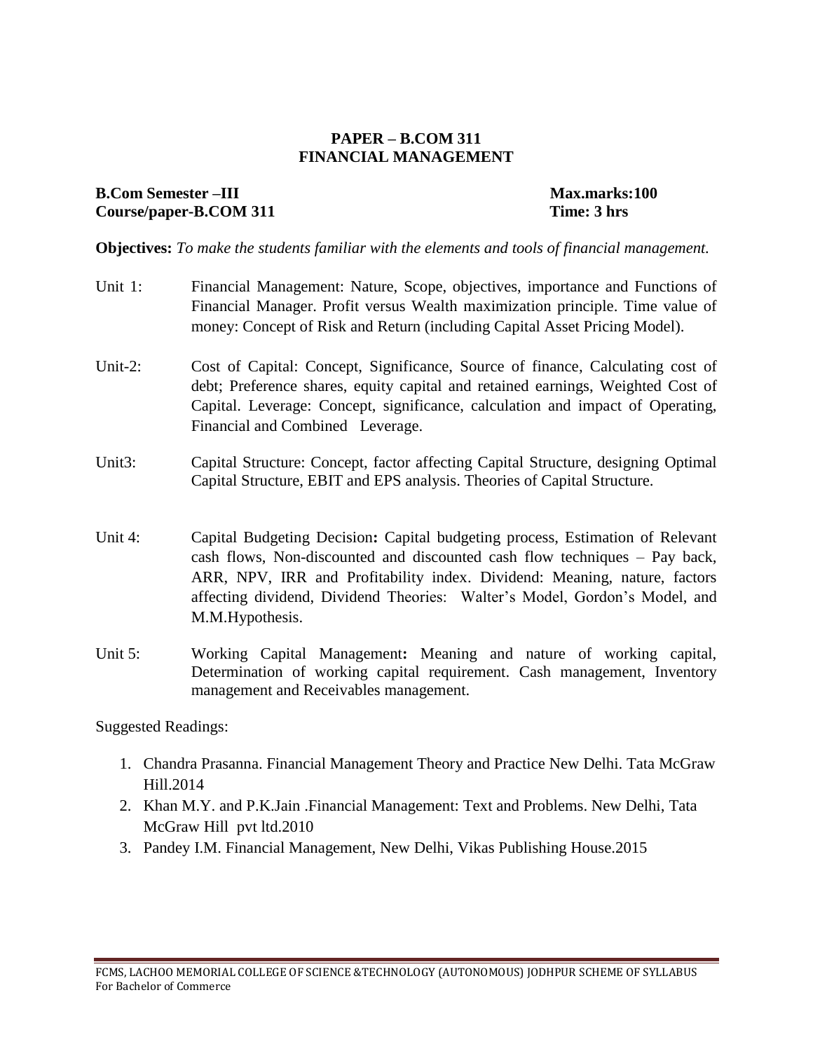**PAPER – B.COM 311**
**FINANCIAL MANAGEMENT**

**B.Com Semester –III** **Max.marks:100**
**Course/paper-B.COM 311** **Time: 3 hrs**

**Objectives:** *To make the students familiar with the elements and tools of financial management.*

Unit 1: Financial Management: Nature, Scope, objectives, importance and Functions of Financial Manager. Profit versus Wealth maximization principle. Time value of money: Concept of Risk and Return (including Capital Asset Pricing Model).

Unit-2: Cost of Capital: Concept, Significance, Source of finance, Calculating cost of debt; Preference shares, equity capital and retained earnings, Weighted Cost of Capital. Leverage: Concept, significance, calculation and impact of Operating, Financial and Combined Leverage.

Unit3: Capital Structure: Concept, factor affecting Capital Structure, designing Optimal Capital Structure, EBIT and EPS analysis. Theories of Capital Structure.

Unit 4: Capital Budgeting Decision**:** Capital budgeting process, Estimation of Relevant cash flows, Non-discounted and discounted cash flow techniques – Pay back, ARR, NPV, IRR and Profitability index. Dividend: Meaning, nature, factors affecting dividend, Dividend Theories: Walter's Model, Gordon's Model, and M.M.Hypothesis.

Unit 5: Working Capital Management**:** Meaning and nature of working capital, Determination of working capital requirement. Cash management, Inventory management and Receivables management.

Suggested Readings:

1. Chandra Prasanna. Financial Management Theory and Practice New Delhi. Tata McGraw Hill.2014
2. Khan M.Y. and P.K.Jain .Financial Management: Text and Problems. New Delhi, Tata McGraw Hill pvt ltd.2010
3. Pandey I.M. Financial Management, New Delhi, Vikas Publishing House.2015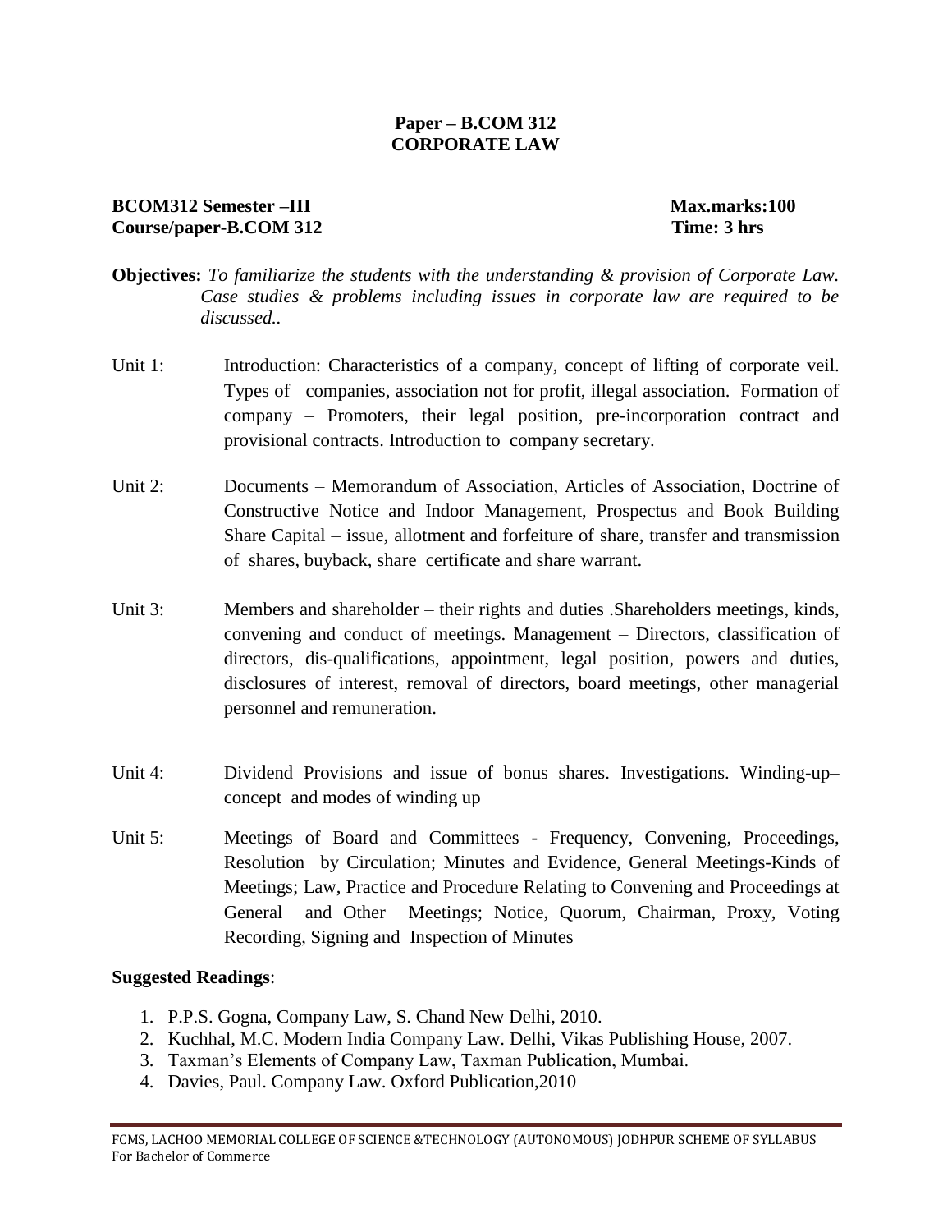**Paper – B.COM 312**
**CORPORATE LAW**

**BCOM312 Semester –III** **Max.marks:100**
**Course/paper-B.COM 312** **Time: 3 hrs**

**Objectives:** *To familiarize the students with the understanding & provision of Corporate Law. Case studies & problems including issues in corporate law are required to be discussed..*

Unit 1: Introduction: Characteristics of a company, concept of lifting of corporate veil. Types of companies, association not for profit, illegal association. Formation of company – Promoters, their legal position, pre-incorporation contract and provisional contracts. Introduction to company secretary.

Unit 2: Documents – Memorandum of Association, Articles of Association, Doctrine of Constructive Notice and Indoor Management, Prospectus and Book Building Share Capital – issue, allotment and forfeiture of share, transfer and transmission of shares, buyback, share certificate and share warrant.

Unit 3: Members and shareholder – their rights and duties .Shareholders meetings, kinds, convening and conduct of meetings. Management – Directors, classification of directors, dis-qualifications, appointment, legal position, powers and duties, disclosures of interest, removal of directors, board meetings, other managerial personnel and remuneration.

Unit 4: Dividend Provisions and issue of bonus shares. Investigations. Winding-up– concept and modes of winding up

Unit 5: Meetings of Board and Committees - Frequency, Convening, Proceedings, Resolution by Circulation; Minutes and Evidence, General Meetings-Kinds of Meetings; Law, Practice and Procedure Relating to Convening and Proceedings at General and Other Meetings; Notice, Quorum, Chairman, Proxy, Voting Recording, Signing and Inspection of Minutes

**Suggested Readings**:

1. P.P.S. Gogna, Company Law, S. Chand New Delhi, 2010.
2. Kuchhal, M.C. Modern India Company Law. Delhi, Vikas Publishing House, 2007.
3. Taxman's Elements of Company Law, Taxman Publication, Mumbai.
4. Davies, Paul. Company Law. Oxford Publication,2010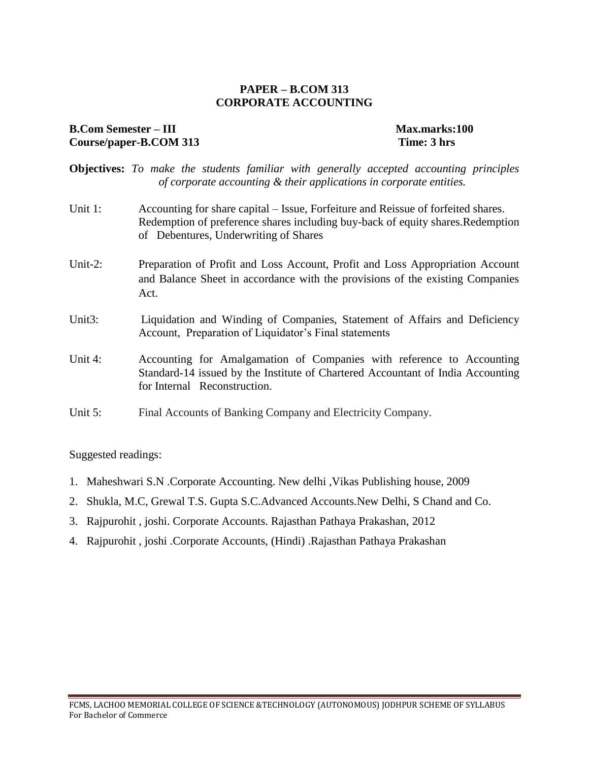## PAPER – B.COM 313
## CORPORATE ACCOUNTING

**B.Com Semester – III** **Max.marks:100**
**Course/paper-B.COM 313** **Time: 3 hrs**

**Objectives:** *To make the students familiar with generally accepted accounting principles of corporate accounting & their applications in corporate entities.*

Unit 1: Accounting for share capital – Issue, Forfeiture and Reissue of forfeited shares. Redemption of preference shares including buy-back of equity shares.Redemption of Debentures, Underwriting of Shares

Unit-2: Preparation of Profit and Loss Account, Profit and Loss Appropriation Account and Balance Sheet in accordance with the provisions of the existing Companies Act.

Unit3: Liquidation and Winding of Companies, Statement of Affairs and Deficiency Account, Preparation of Liquidator's Final statements

Unit 4: Accounting for Amalgamation of Companies with reference to Accounting Standard-14 issued by the Institute of Chartered Accountant of India Accounting for Internal Reconstruction.

Unit 5: Final Accounts of Banking Company and Electricity Company.

Suggested readings:

1. Maheshwari S.N .Corporate Accounting. New delhi ,Vikas Publishing house, 2009
2. Shukla, M.C, Grewal T.S. Gupta S.C.Advanced Accounts.New Delhi, S Chand and Co.
3. Rajpurohit , joshi. Corporate Accounts. Rajasthan Pathaya Prakashan, 2012
4. Rajpurohit , joshi .Corporate Accounts, (Hindi) .Rajasthan Pathaya Prakashan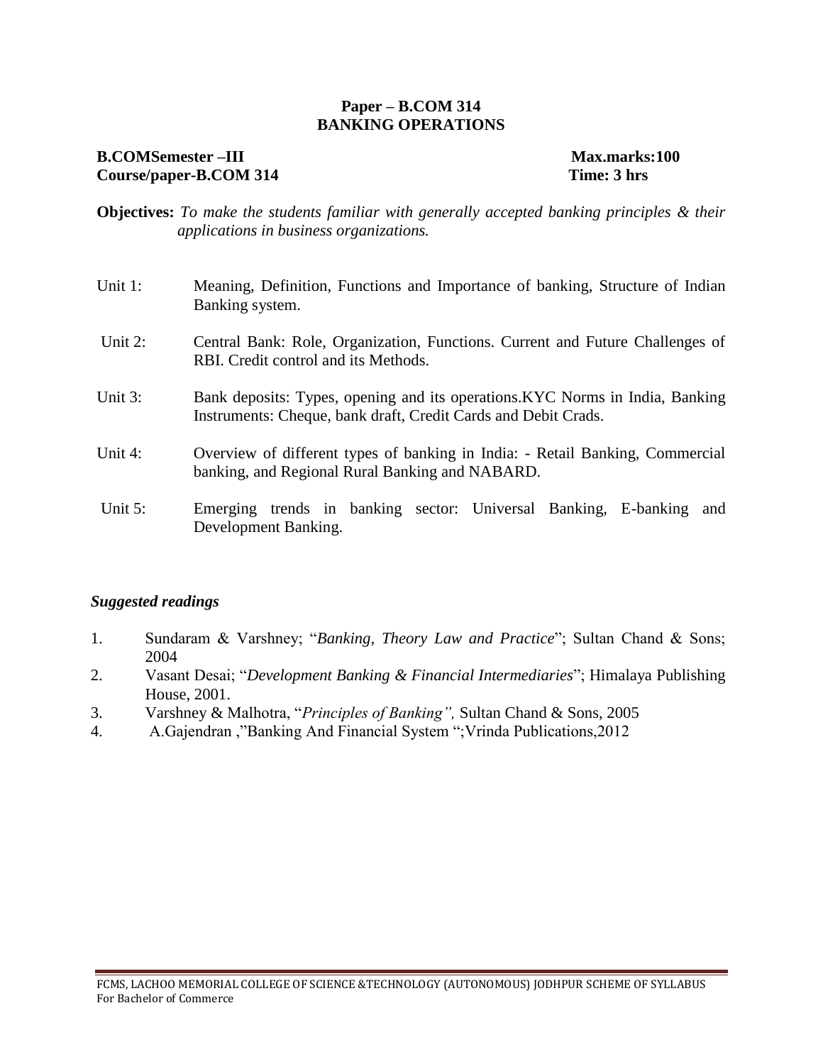**Paper – B.COM 314**
**BANKING OPERATIONS**

**B.COMSemester –III** **Max.marks:100**
**Course/paper-B.COM 314** **Time: 3 hrs**

**Objectives:** *To make the students familiar with generally accepted banking principles & their applications in business organizations.*

| | |
|---|---|
| Unit 1: | Meaning, Definition, Functions and Importance of banking, Structure of Indian Banking system. |
| Unit 2: | Central Bank: Role, Organization, Functions. Current and Future Challenges of RBI. Credit control and its Methods. |
| Unit 3: | Bank deposits: Types, opening and its operations.KYC Norms in India, Banking Instruments: Cheque, bank draft, Credit Cards and Debit Crads. |
| Unit 4: | Overview of different types of banking in India: - Retail Banking, Commercial banking, and Regional Rural Banking and NABARD. |
| Unit 5: | Emerging trends in banking sector: Universal Banking, E-banking and Development Banking. |

***Suggested readings***

1. Sundaram & Varshney; "*Banking, Theory Law and Practice*"; Sultan Chand & Sons; 2004
2. Vasant Desai; "*Development Banking & Financial Intermediaries*"; Himalaya Publishing House, 2001.
3. Varshney & Malhotra, "*Principles of Banking",* Sultan Chand & Sons, 2005
4. A.Gajendran ,"Banking And Financial System ";Vrinda Publications,2012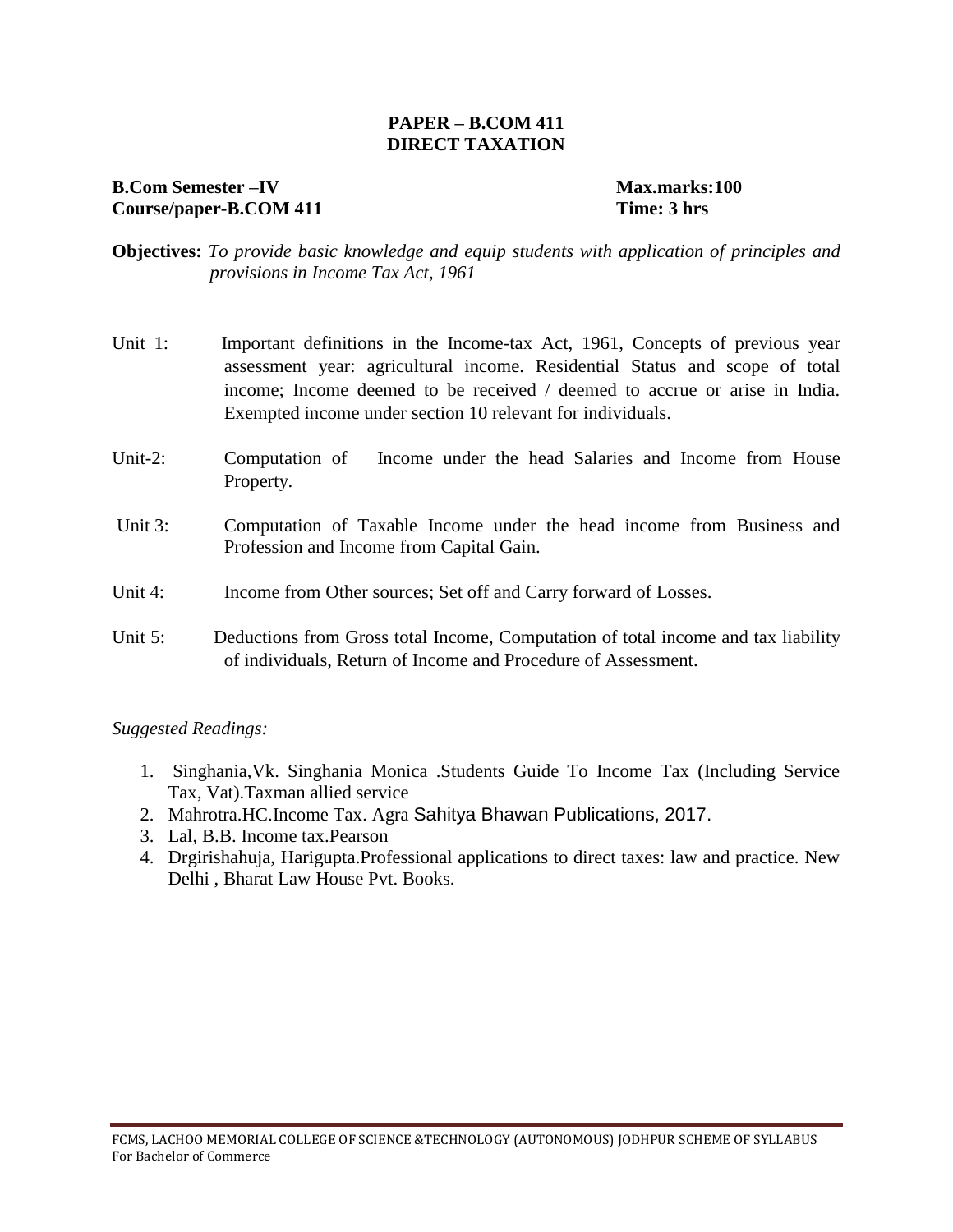**PAPER – B.COM 411**
**DIRECT TAXATION**

**B.Com Semester –IV** **Max.marks:100**
**Course/paper-B.COM 411** **Time: 3 hrs**

**Objectives:** *To provide basic knowledge and equip students with application of principles and provisions in Income Tax Act, 1961*

Unit 1: Important definitions in the Income-tax Act, 1961, Concepts of previous year assessment year: agricultural income. Residential Status and scope of total income; Income deemed to be received / deemed to accrue or arise in India. Exempted income under section 10 relevant for individuals.

Unit-2: Computation of Income under the head Salaries and Income from House Property.

Unit 3: Computation of Taxable Income under the head income from Business and Profession and Income from Capital Gain.

Unit 4: Income from Other sources; Set off and Carry forward of Losses.

Unit 5: Deductions from Gross total Income, Computation of total income and tax liability of individuals, Return of Income and Procedure of Assessment.

*Suggested Readings:*

1. Singhania,Vk. Singhania Monica .Students Guide To Income Tax (Including Service Tax, Vat).Taxman allied service
2. Mahrotra.HC.Income Tax. Agra Sahitya Bhawan Publications, 2017.
3. Lal, B.B. Income tax.Pearson
4. Drgirishahuja, Harigupta.Professional applications to direct taxes: law and practice. New Delhi , Bharat Law House Pvt. Books.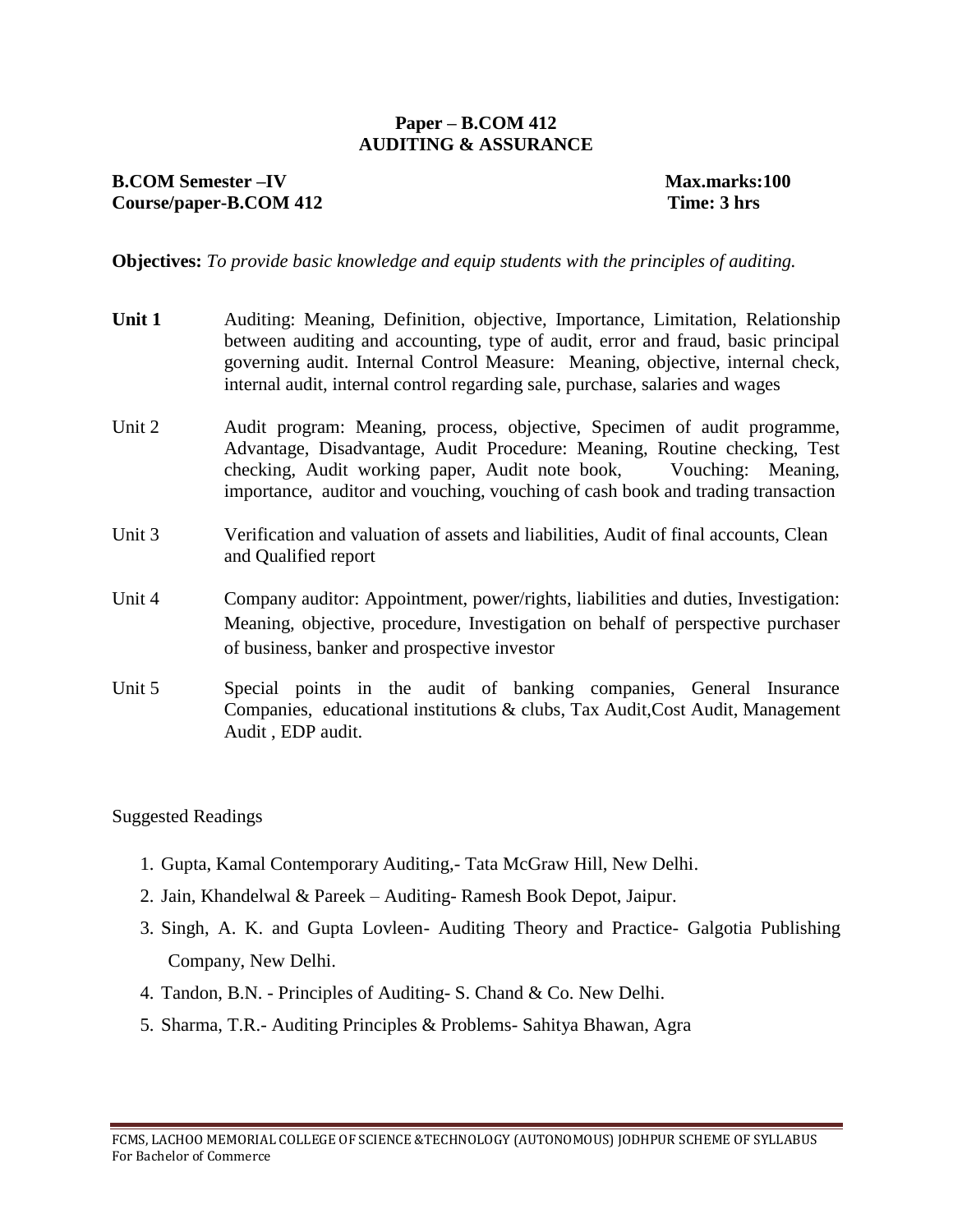**Paper – B.COM 412**
**AUDITING & ASSURANCE**

**B.COM Semester –IV** **Max.marks:100**
**Course/paper-B.COM 412** **Time: 3 hrs**

**Objectives:** *To provide basic knowledge and equip students with the principles of auditing.*

| | |
|---|---|
| **Unit 1** | Auditing: Meaning, Definition, objective, Importance, Limitation, Relationship between auditing and accounting, type of audit, error and fraud, basic principal governing audit. Internal Control Measure: Meaning, objective, internal check, internal audit, internal control regarding sale, purchase, salaries and wages |
| Unit 2 | Audit program: Meaning, process, objective, Specimen of audit programme, Advantage, Disadvantage, Audit Procedure: Meaning, Routine checking, Test checking, Audit working paper, Audit note book, Vouching: Meaning, importance, auditor and vouching, vouching of cash book and trading transaction |
| Unit 3 | Verification and valuation of assets and liabilities, Audit of final accounts, Clean and Qualified report |
| Unit 4 | Company auditor: Appointment, power/rights, liabilities and duties, Investigation: Meaning, objective, procedure, Investigation on behalf of perspective purchaser of business, banker and prospective investor |
| Unit 5 | Special points in the audit of banking companies, General Insurance Companies, educational institutions & clubs, Tax Audit,Cost Audit, Management Audit , EDP audit. |

Suggested Readings

1. Gupta, Kamal Contemporary Auditing,- Tata McGraw Hill, New Delhi.
2. Jain, Khandelwal & Pareek – Auditing- Ramesh Book Depot, Jaipur.
3. Singh, A. K. and Gupta Lovleen- Auditing Theory and Practice- Galgotia Publishing Company, New Delhi.
4. Tandon, B.N. - Principles of Auditing- S. Chand & Co. New Delhi.
5. Sharma, T.R.- Auditing Principles & Problems- Sahitya Bhawan, Agra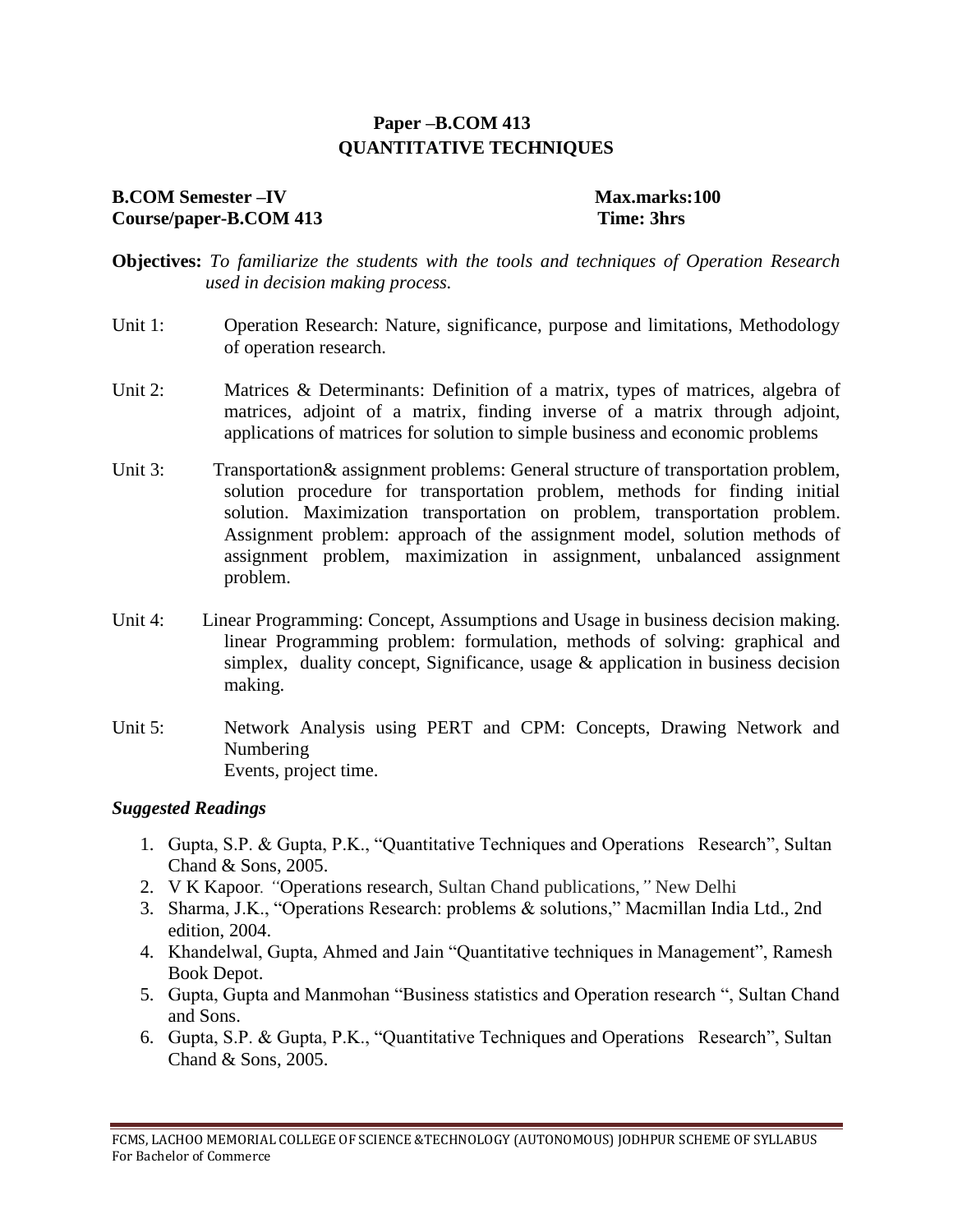# Paper –B.COM 413
## QUANTITATIVE TECHNIQUES

**B.COM Semester –IV** **Max.marks:100**
**Course/paper-B.COM 413** **Time: 3hrs**

**Objectives:** *To familiarize the students with the tools and techniques of Operation Research used in decision making process.*

Unit 1: Operation Research: Nature, significance, purpose and limitations, Methodology of operation research.

Unit 2: Matrices & Determinants: Definition of a matrix, types of matrices, algebra of matrices, adjoint of a matrix, finding inverse of a matrix through adjoint, applications of matrices for solution to simple business and economic problems

Unit 3: Transportation& assignment problems: General structure of transportation problem, solution procedure for transportation problem, methods for finding initial solution. Maximization transportation on problem, transportation problem. Assignment problem: approach of the assignment model, solution methods of assignment problem, maximization in assignment, unbalanced assignment problem.

Unit 4: Linear Programming: Concept, Assumptions and Usage in business decision making. linear Programming problem: formulation, methods of solving: graphical and simplex, duality concept, Significance, usage & application in business decision making.

Unit 5: Network Analysis using PERT and CPM: Concepts, Drawing Network and Numbering
Events, project time.

### *Suggested Readings*

1. Gupta, S.P. & Gupta, P.K., "Quantitative Techniques and Operations Research", Sultan Chand & Sons, 2005.
2. V K Kapoor. "Operations research, Sultan Chand publications," New Delhi
3. Sharma, J.K., "Operations Research: problems & solutions," Macmillan India Ltd., 2nd edition, 2004.
4. Khandelwal, Gupta, Ahmed and Jain "Quantitative techniques in Management", Ramesh Book Depot.
5. Gupta, Gupta and Manmohan "Business statistics and Operation research ", Sultan Chand and Sons.
6. Gupta, S.P. & Gupta, P.K., "Quantitative Techniques and Operations Research", Sultan Chand & Sons, 2005.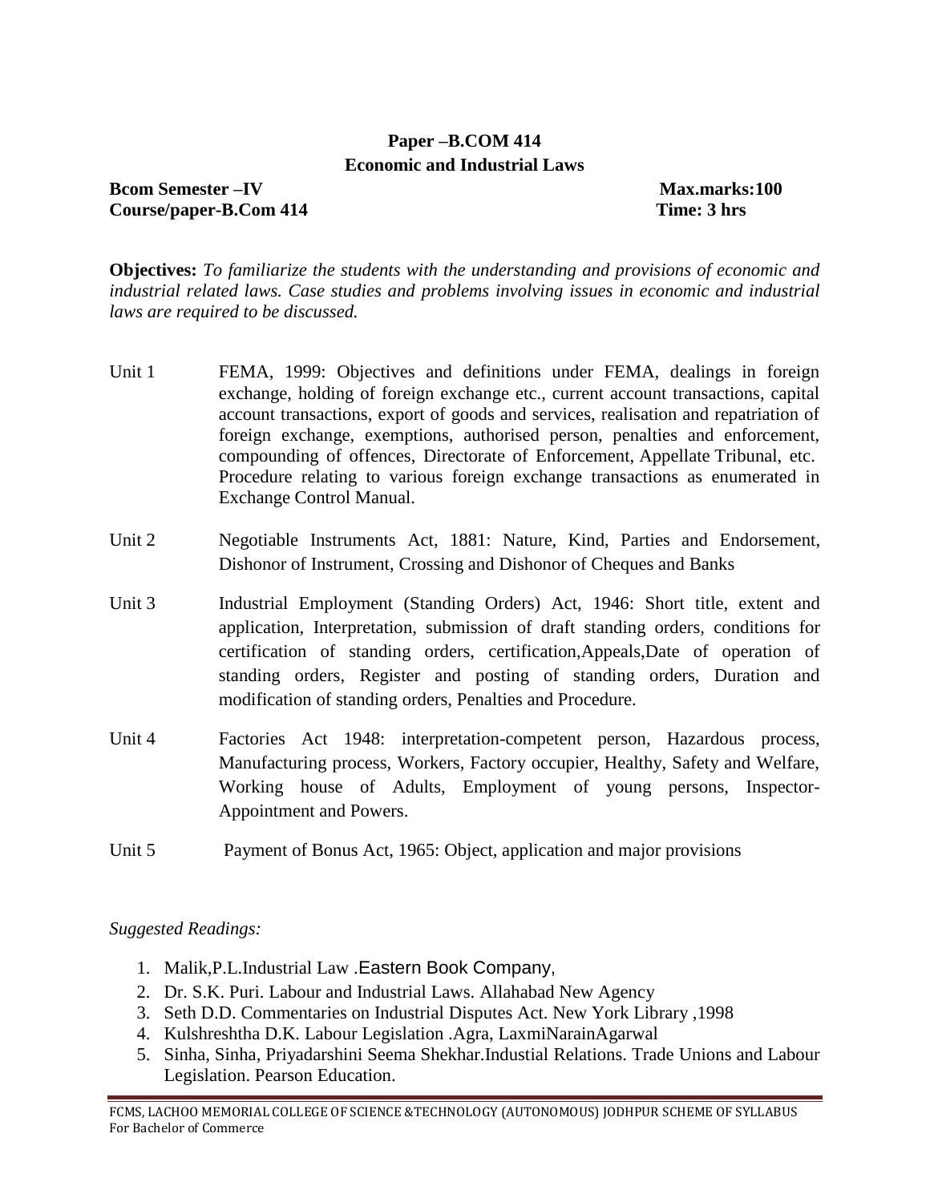**Paper –B.COM 414**
**Economic and Industrial Laws**

**Bcom Semester –IV** **Max.marks:100**
**Course/paper-B.Com 414** **Time: 3 hrs**

**Objectives:** *To familiarize the students with the understanding and provisions of economic and industrial related laws. Case studies and problems involving issues in economic and industrial laws are required to be discussed.*

| | |
|---|---|
| Unit 1 | FEMA, 1999: Objectives and definitions under FEMA, dealings in foreign exchange, holding of foreign exchange etc., current account transactions, capital account transactions, export of goods and services, realisation and repatriation of foreign exchange, exemptions, authorised person, penalties and enforcement, compounding of offences, Directorate of Enforcement, Appellate Tribunal, etc. Procedure relating to various foreign exchange transactions as enumerated in Exchange Control Manual. |
| Unit 2 | Negotiable Instruments Act, 1881: Nature, Kind, Parties and Endorsement, Dishonor of Instrument, Crossing and Dishonor of Cheques and Banks |
| Unit 3 | Industrial Employment (Standing Orders) Act, 1946: Short title, extent and application, Interpretation, submission of draft standing orders, conditions for certification of standing orders, certification,Appeals,Date of operation of standing orders, Register and posting of standing orders, Duration and modification of standing orders, Penalties and Procedure. |
| Unit 4 | Factories Act 1948: interpretation-competent person, Hazardous process, Manufacturing process, Workers, Factory occupier, Healthy, Safety and Welfare, Working house of Adults, Employment of young persons, Inspector-Appointment and Powers. |
| Unit 5 | Payment of Bonus Act, 1965: Object, application and major provisions |

*Suggested Readings:*

1. Malik,P.L.Industrial Law .Eastern Book Company,
2. Dr. S.K. Puri. Labour and Industrial Laws. Allahabad New Agency
3. Seth D.D. Commentaries on Industrial Disputes Act. New York Library ,1998
4. Kulshreshtha D.K. Labour Legislation .Agra, LaxmiNarainAgarwal
5. Sinha, Sinha, Priyadarshini Seema Shekhar.Industial Relations. Trade Unions and Labour Legislation. Pearson Education.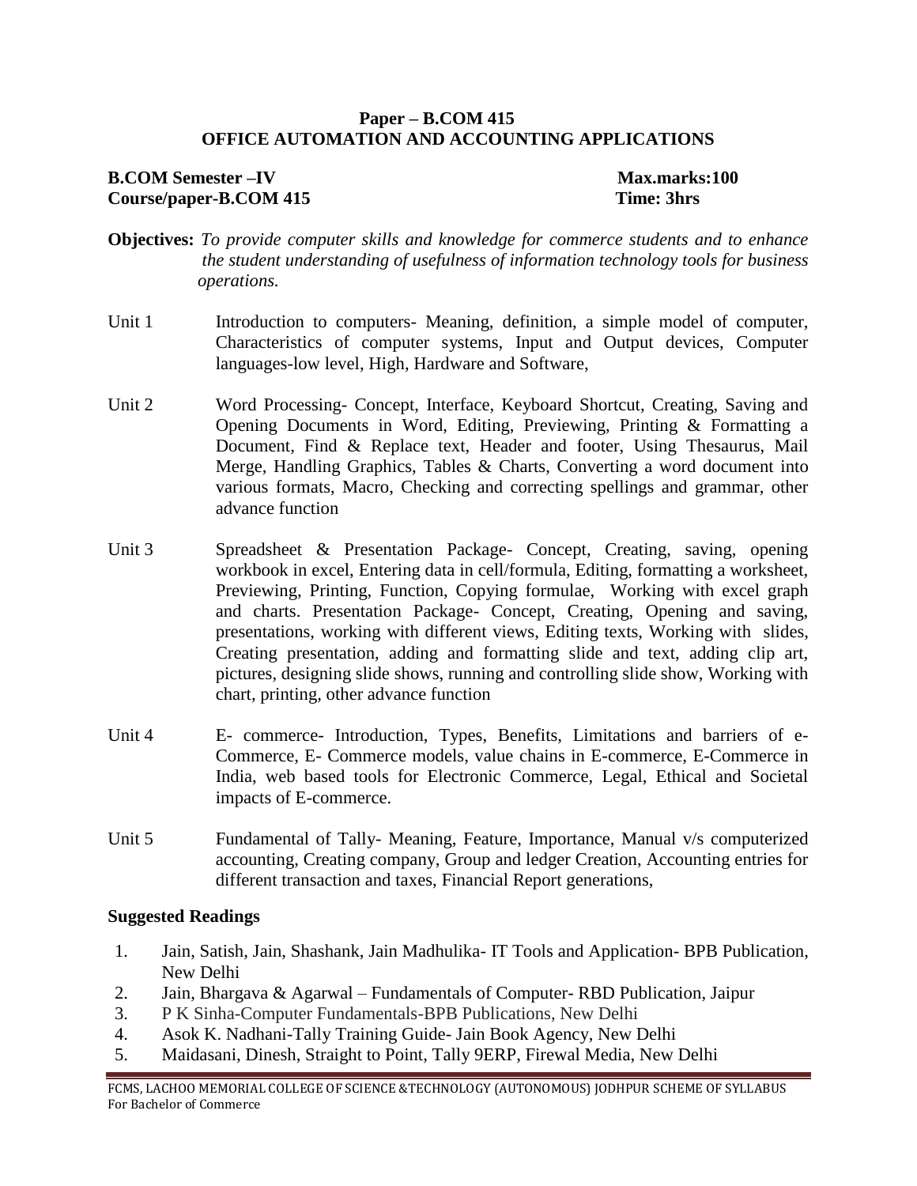**Paper – B.COM 415**
**OFFICE AUTOMATION AND ACCOUNTING APPLICATIONS**

**B.COM Semester –IV** **Max.marks:100**
**Course/paper-B.COM 415** **Time: 3hrs**

**Objectives:** *To provide computer skills and knowledge for commerce students and to enhance the student understanding of usefulness of information technology tools for business operations.*

Unit 1 Introduction to computers- Meaning, definition, a simple model of computer, Characteristics of computer systems, Input and Output devices, Computer languages-low level, High, Hardware and Software,

Unit 2 Word Processing- Concept, Interface, Keyboard Shortcut, Creating, Saving and Opening Documents in Word, Editing, Previewing, Printing & Formatting a Document, Find & Replace text, Header and footer, Using Thesaurus, Mail Merge, Handling Graphics, Tables & Charts, Converting a word document into various formats, Macro, Checking and correcting spellings and grammar, other advance function

Unit 3 Spreadsheet & Presentation Package- Concept, Creating, saving, opening workbook in excel, Entering data in cell/formula, Editing, formatting a worksheet, Previewing, Printing, Function, Copying formulae, Working with excel graph and charts. Presentation Package- Concept, Creating, Opening and saving, presentations, working with different views, Editing texts, Working with slides, Creating presentation, adding and formatting slide and text, adding clip art, pictures, designing slide shows, running and controlling slide show, Working with chart, printing, other advance function

Unit 4 E- commerce- Introduction, Types, Benefits, Limitations and barriers of e-Commerce, E- Commerce models, value chains in E-commerce, E-Commerce in India, web based tools for Electronic Commerce, Legal, Ethical and Societal impacts of E-commerce.

Unit 5 Fundamental of Tally- Meaning, Feature, Importance, Manual v/s computerized accounting, Creating company, Group and ledger Creation, Accounting entries for different transaction and taxes, Financial Report generations,

**Suggested Readings**

1. Jain, Satish, Jain, Shashank, Jain Madhulika- IT Tools and Application- BPB Publication, New Delhi
2. Jain, Bhargava & Agarwal – Fundamentals of Computer- RBD Publication, Jaipur
3. P K Sinha-Computer Fundamentals-BPB Publications, New Delhi
4. Asok K. Nadhani-Tally Training Guide- Jain Book Agency, New Delhi
5. Maidasani, Dinesh, Straight to Point, Tally 9ERP, Firewal Media, New Delhi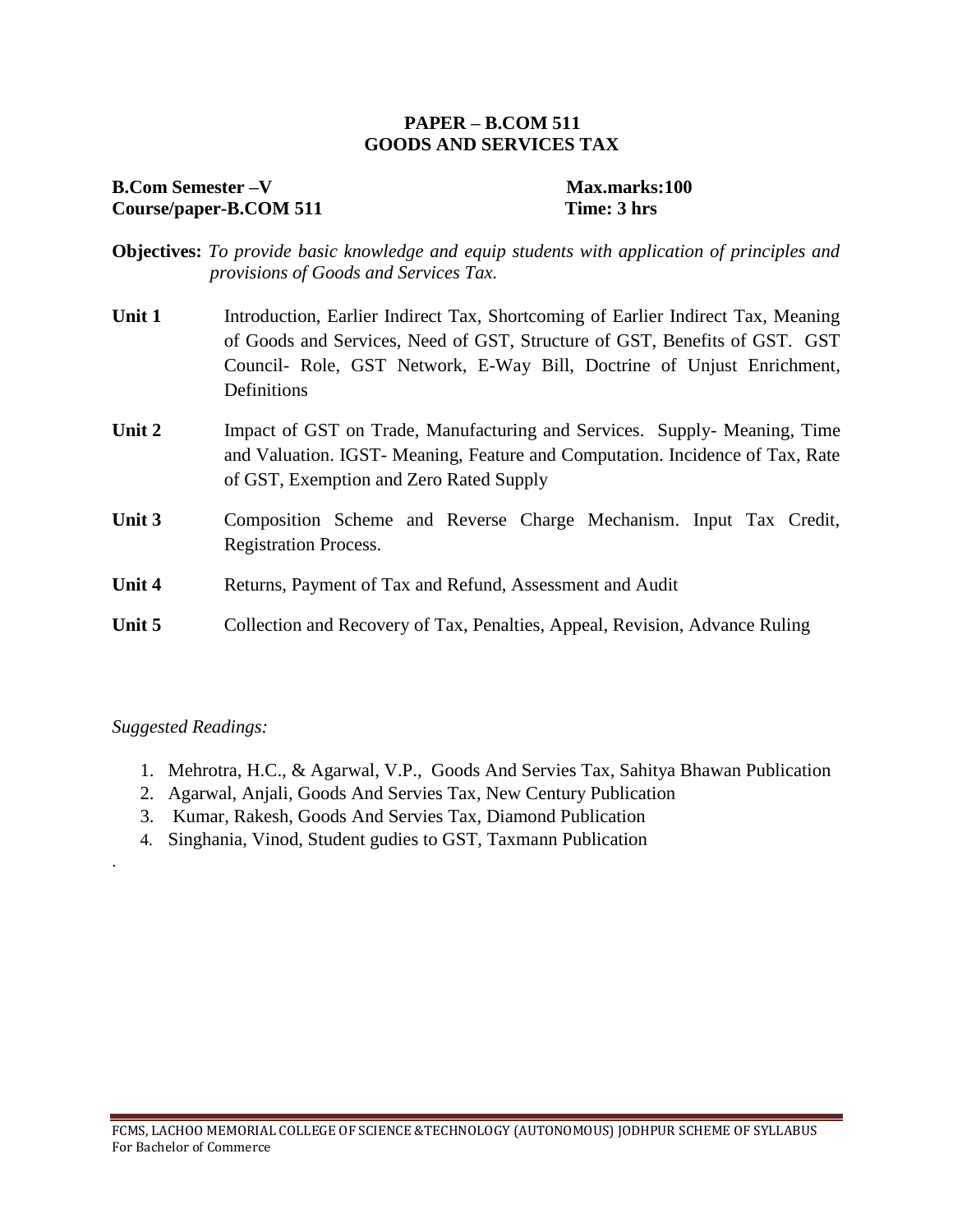# PAPER – B.COM 511
# GOODS AND SERVICES TAX

**B.Com Semester –V** **Max.marks:100**
**Course/paper-B.COM 511** **Time: 3 hrs**

**Objectives:** *To provide basic knowledge and equip students with application of principles and provisions of Goods and Services Tax.*

| | |
|---|---|
| **Unit 1** | Introduction, Earlier Indirect Tax, Shortcoming of Earlier Indirect Tax, Meaning of Goods and Services, Need of GST, Structure of GST, Benefits of GST. GST Council- Role, GST Network, E-Way Bill, Doctrine of Unjust Enrichment, Definitions |
| **Unit 2** | Impact of GST on Trade, Manufacturing and Services. Supply- Meaning, Time and Valuation. IGST- Meaning, Feature and Computation. Incidence of Tax, Rate of GST, Exemption and Zero Rated Supply |
| **Unit 3** | Composition Scheme and Reverse Charge Mechanism. Input Tax Credit, Registration Process. |
| **Unit 4** | Returns, Payment of Tax and Refund, Assessment and Audit |
| **Unit 5** | Collection and Recovery of Tax, Penalties, Appeal, Revision, Advance Ruling |

*Suggested Readings:*

1. Mehrotra, H.C., & Agarwal, V.P., Goods And Servies Tax, Sahitya Bhawan Publication
2. Agarwal, Anjali, Goods And Servies Tax, New Century Publication
3. Kumar, Rakesh, Goods And Servies Tax, Diamond Publication
4. Singhania, Vinod, Student gudies to GST, Taxmann Publication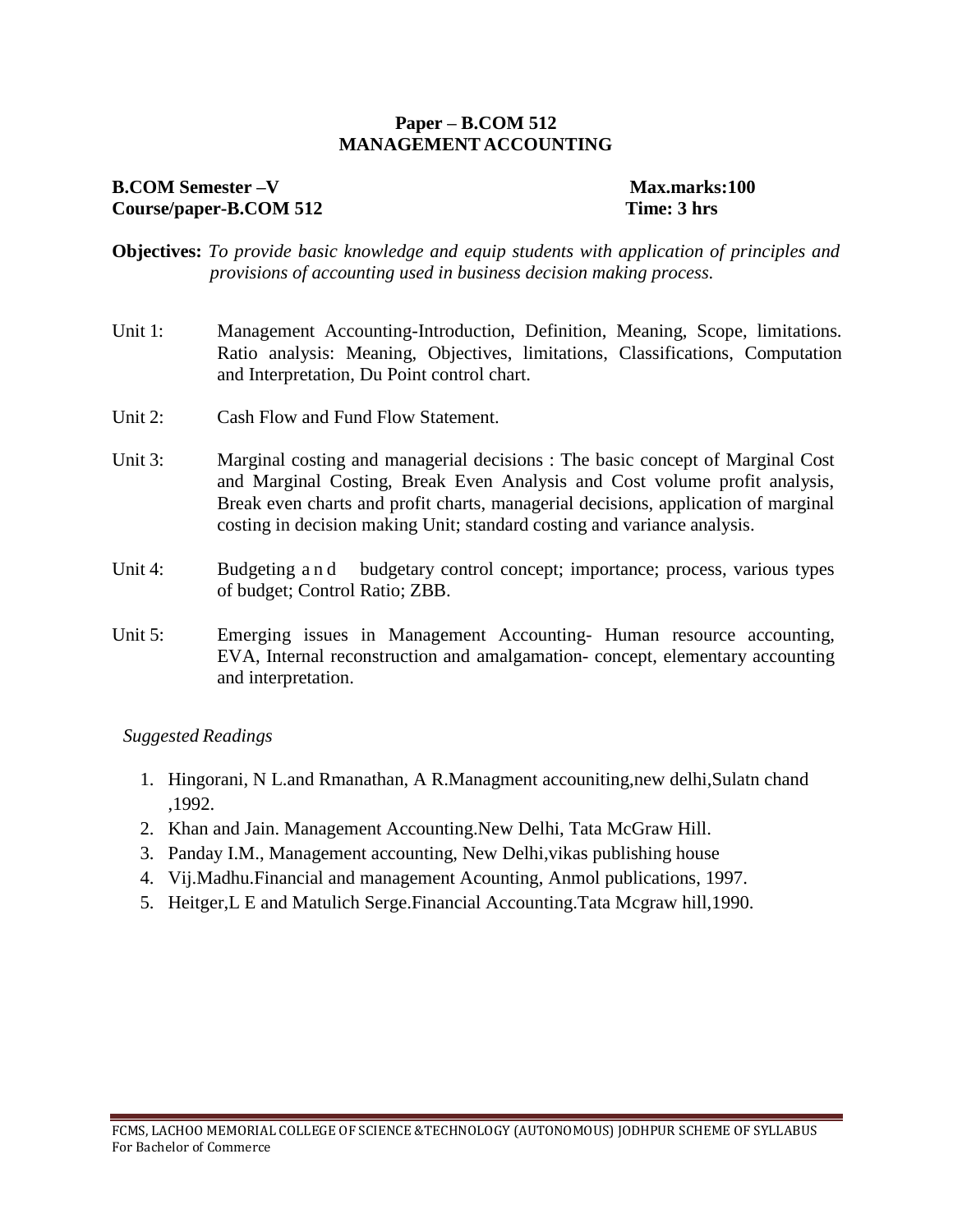**Paper – B.COM 512**
**MANAGEMENT ACCOUNTING**

**B.COM Semester –V** **Max.marks:100**
**Course/paper-B.COM 512** **Time: 3 hrs**

**Objectives:** *To provide basic knowledge and equip students with application of principles and provisions of accounting used in business decision making process.*

Unit 1: Management Accounting-Introduction, Definition, Meaning, Scope, limitations. Ratio analysis: Meaning, Objectives, limitations, Classifications, Computation and Interpretation, Du Point control chart.

Unit 2: Cash Flow and Fund Flow Statement.

Unit 3: Marginal costing and managerial decisions : The basic concept of Marginal Cost and Marginal Costing, Break Even Analysis and Cost volume profit analysis, Break even charts and profit charts, managerial decisions, application of marginal costing in decision making Unit; standard costing and variance analysis.

Unit 4: Budgeting and budgetary control concept; importance; process, various types of budget; Control Ratio; ZBB.

Unit 5: Emerging issues in Management Accounting- Human resource accounting, EVA, Internal reconstruction and amalgamation- concept, elementary accounting and interpretation.

*Suggested Readings*

1. Hingorani, N L.and Rmanathan, A R.Managment accouniting,new delhi,Sulatn chand ,1992.
2. Khan and Jain. Management Accounting.New Delhi, Tata McGraw Hill.
3. Panday I.M., Management accounting, New Delhi,vikas publishing house
4. Vij.Madhu.Financial and management Acounting, Anmol publications, 1997.
5. Heitger,L E and Matulich Serge.Financial Accounting.Tata Mcgraw hill,1990.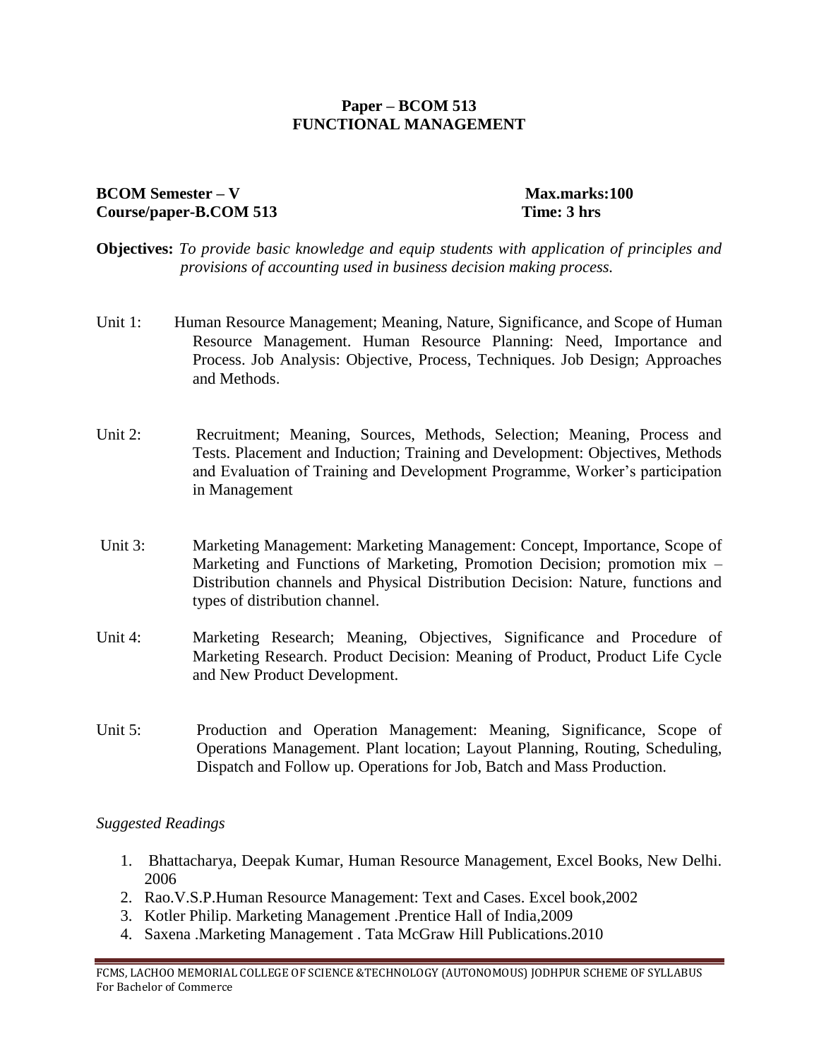## Paper – BCOM 513
## FUNCTIONAL MANAGEMENT

**BCOM Semester – V** **Max.marks:100**
**Course/paper-B.COM 513** **Time: 3 hrs**

**Objectives:** *To provide basic knowledge and equip students with application of principles and provisions of accounting used in business decision making process.*

Unit 1: Human Resource Management; Meaning, Nature, Significance, and Scope of Human Resource Management. Human Resource Planning: Need, Importance and Process. Job Analysis: Objective, Process, Techniques. Job Design; Approaches and Methods.

Unit 2: Recruitment; Meaning, Sources, Methods, Selection; Meaning, Process and Tests. Placement and Induction; Training and Development: Objectives, Methods and Evaluation of Training and Development Programme, Worker's participation in Management

Unit 3: Marketing Management: Marketing Management: Concept, Importance, Scope of Marketing and Functions of Marketing, Promotion Decision; promotion mix – Distribution channels and Physical Distribution Decision: Nature, functions and types of distribution channel.

Unit 4: Marketing Research; Meaning, Objectives, Significance and Procedure of Marketing Research. Product Decision: Meaning of Product, Product Life Cycle and New Product Development.

Unit 5: Production and Operation Management: Meaning, Significance, Scope of Operations Management. Plant location; Layout Planning, Routing, Scheduling, Dispatch and Follow up. Operations for Job, Batch and Mass Production.

*Suggested Readings*

1. Bhattacharya, Deepak Kumar, Human Resource Management, Excel Books, New Delhi. 2006
2. Rao.V.S.P.Human Resource Management: Text and Cases. Excel book,2002
3. Kotler Philip. Marketing Management .Prentice Hall of India,2009
4. Saxena .Marketing Management . Tata McGraw Hill Publications.2010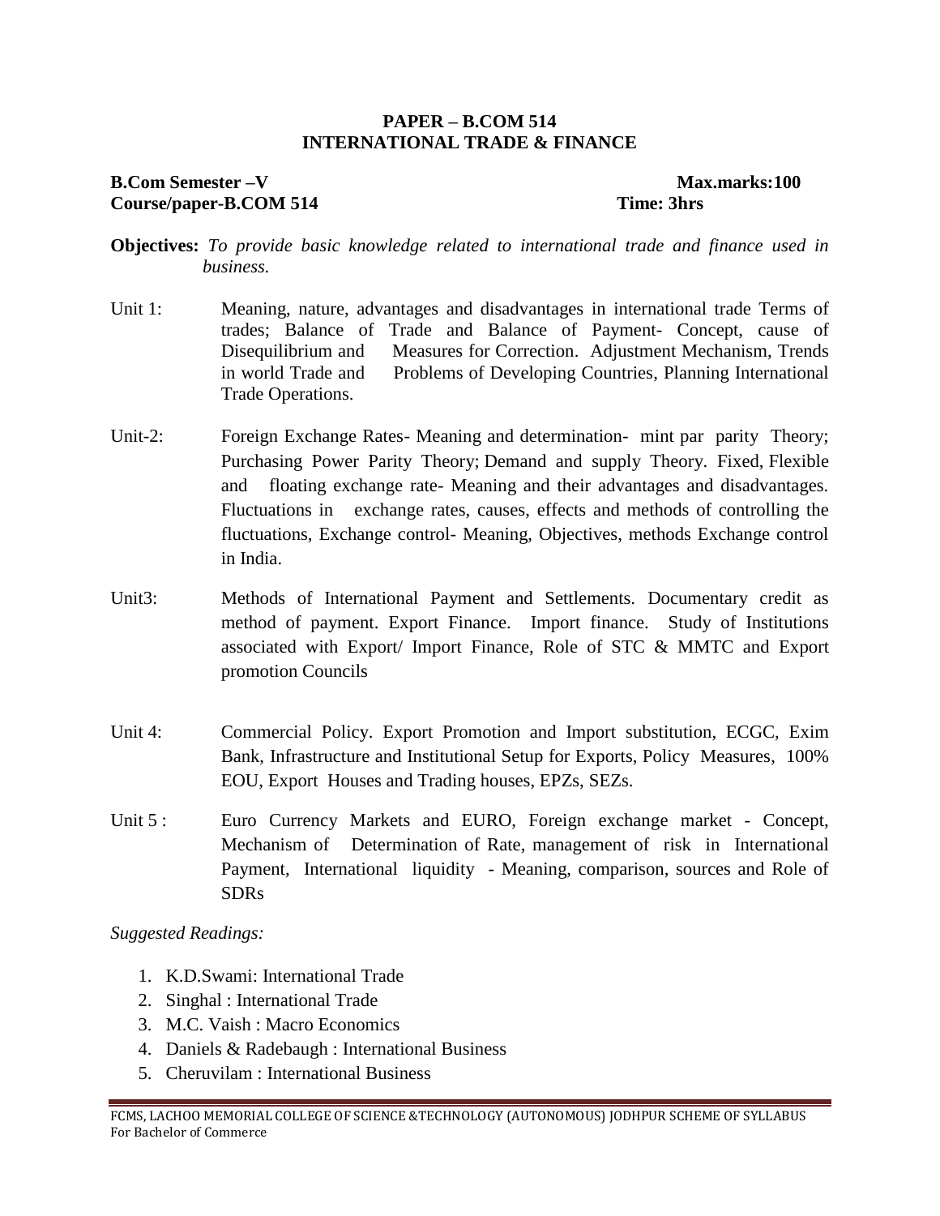## PAPER – B.COM 514
## INTERNATIONAL TRADE & FINANCE

**B.Com Semester –V** **Max.marks:100**
**Course/paper-B.COM 514** **Time: 3hrs**

**Objectives:** *To provide basic knowledge related to international trade and finance used in business.*

Unit 1: Meaning, nature, advantages and disadvantages in international trade Terms of trades; Balance of Trade and Balance of Payment- Concept, cause of Disequilibrium and Measures for Correction. Adjustment Mechanism, Trends in world Trade and Problems of Developing Countries, Planning International Trade Operations.

Unit-2: Foreign Exchange Rates- Meaning and determination- mint par parity Theory; Purchasing Power Parity Theory; Demand and supply Theory. Fixed, Flexible and floating exchange rate- Meaning and their advantages and disadvantages. Fluctuations in exchange rates, causes, effects and methods of controlling the fluctuations, Exchange control- Meaning, Objectives, methods Exchange control in India.

Unit3: Methods of International Payment and Settlements. Documentary credit as method of payment. Export Finance. Import finance. Study of Institutions associated with Export/ Import Finance, Role of STC & MMTC and Export promotion Councils

Unit 4: Commercial Policy. Export Promotion and Import substitution, ECGC, Exim Bank, Infrastructure and Institutional Setup for Exports, Policy Measures, 100% EOU, Export Houses and Trading houses, EPZs, SEZs.

Unit 5 : Euro Currency Markets and EURO, Foreign exchange market - Concept, Mechanism of Determination of Rate, management of risk in International Payment, International liquidity - Meaning, comparison, sources and Role of SDRs

*Suggested Readings:*

1. K.D.Swami: International Trade
2. Singhal : International Trade
3. M.C. Vaish : Macro Economics
4. Daniels & Radebaugh : International Business
5. Cheruvilam : International Business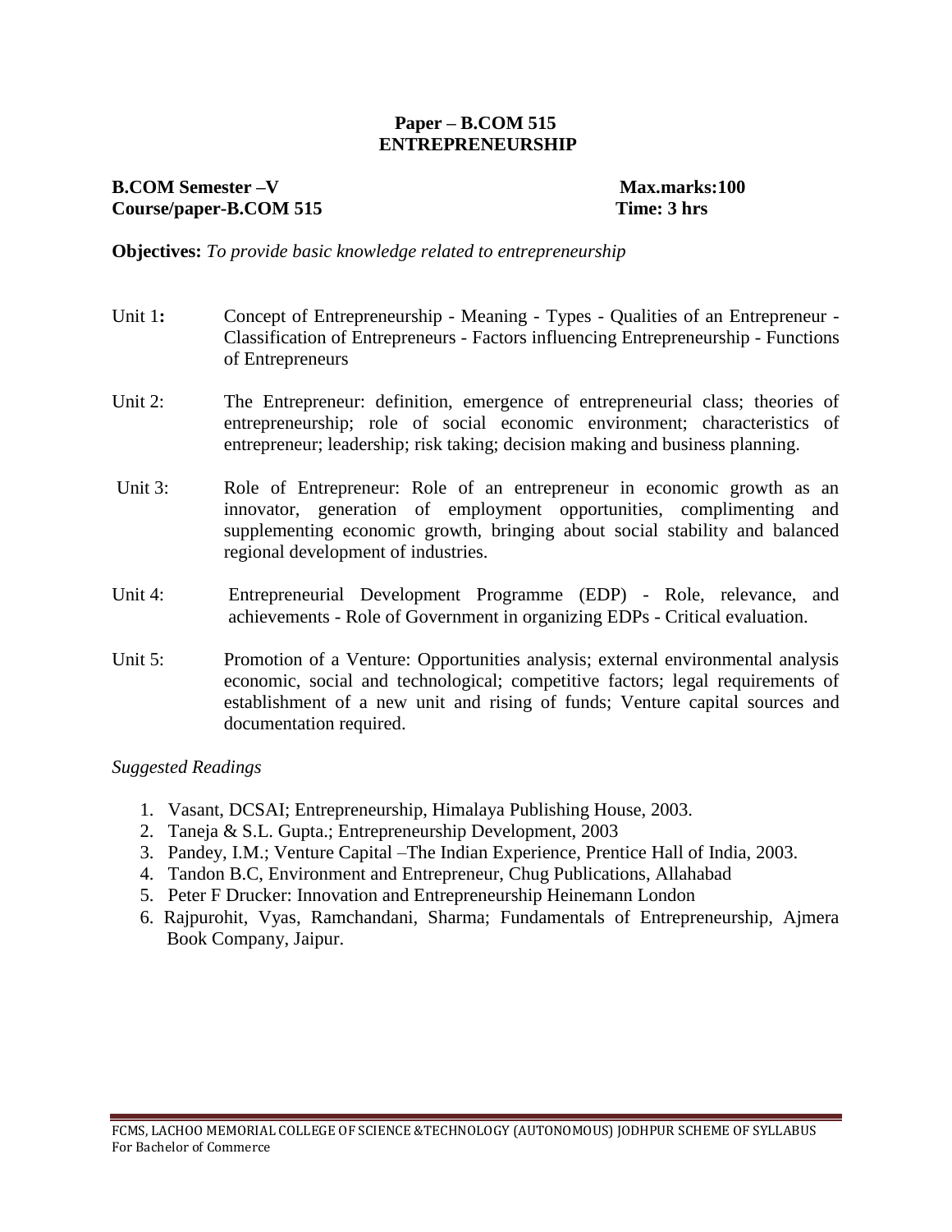**Paper – B.COM 515**
**ENTREPRENEURSHIP**

**B.COM Semester –V** **Max.marks:100**
**Course/paper-B.COM 515** **Time: 3 hrs**

**Objectives:** *To provide basic knowledge related to entrepreneurship*

Unit 1**:** Concept of Entrepreneurship - Meaning - Types - Qualities of an Entrepreneur - Classification of Entrepreneurs - Factors influencing Entrepreneurship - Functions of Entrepreneurs

Unit 2: The Entrepreneur: definition, emergence of entrepreneurial class; theories of entrepreneurship; role of social economic environment; characteristics of entrepreneur; leadership; risk taking; decision making and business planning.

Unit 3: Role of Entrepreneur: Role of an entrepreneur in economic growth as an innovator, generation of employment opportunities, complimenting and supplementing economic growth, bringing about social stability and balanced regional development of industries.

Unit 4: Entrepreneurial Development Programme (EDP) - Role, relevance, and achievements - Role of Government in organizing EDPs - Critical evaluation.

Unit 5: Promotion of a Venture: Opportunities analysis; external environmental analysis economic, social and technological; competitive factors; legal requirements of establishment of a new unit and rising of funds; Venture capital sources and documentation required.

*Suggested Readings*

1. Vasant, DCSAI; Entrepreneurship, Himalaya Publishing House, 2003.
2. Taneja & S.L. Gupta.; Entrepreneurship Development, 2003
3. Pandey, I.M.; Venture Capital –The Indian Experience, Prentice Hall of India, 2003.
4. Tandon B.C, Environment and Entrepreneur, Chug Publications, Allahabad
5. Peter F Drucker: Innovation and Entrepreneurship Heinemann London
6. Rajpurohit, Vyas, Ramchandani, Sharma; Fundamentals of Entrepreneurship, Ajmera Book Company, Jaipur.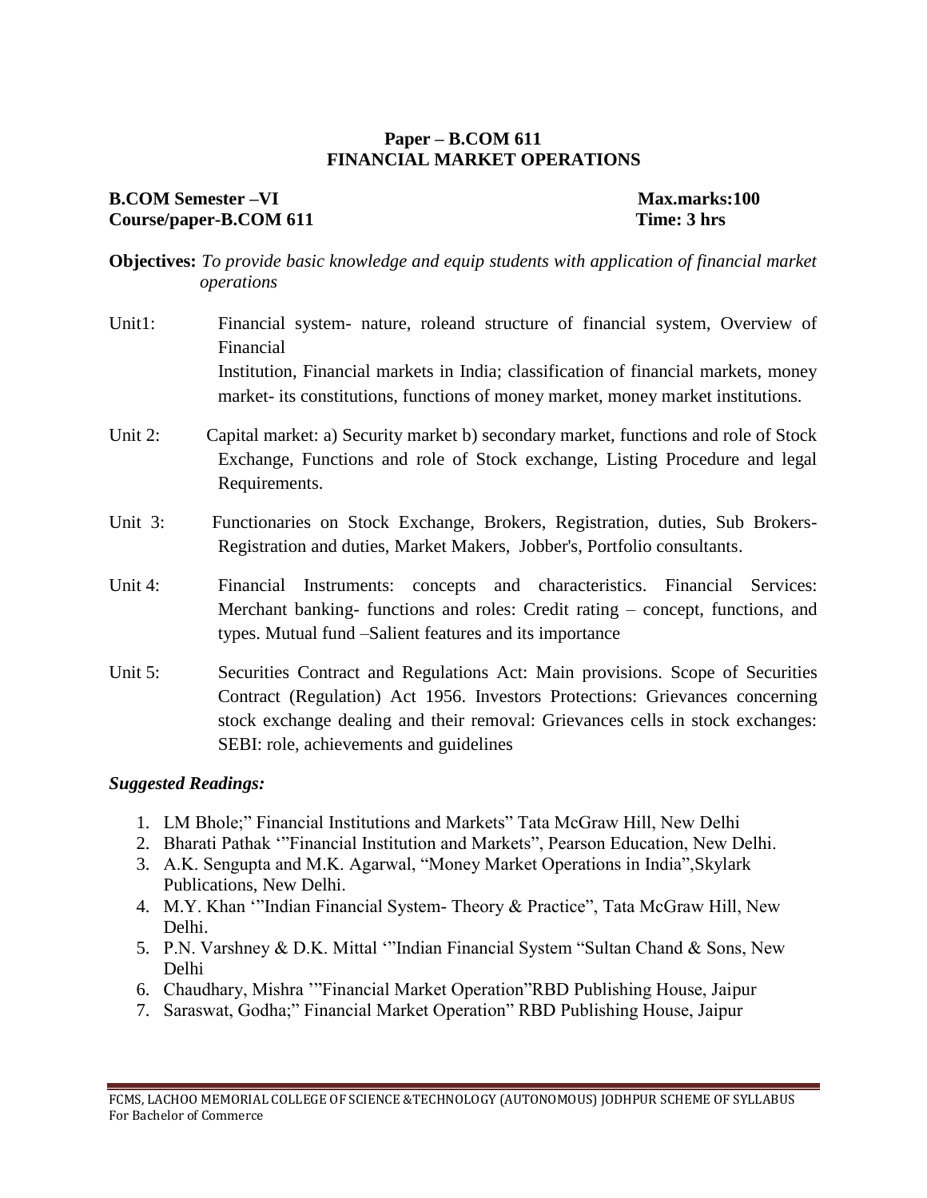**Paper – B.COM 611**
**FINANCIAL MARKET OPERATIONS**

**B.COM Semester –VI** **Max.marks:100**
**Course/paper-B.COM 611** **Time: 3 hrs**

**Objectives:** *To provide basic knowledge and equip students with application of financial market operations*

Unit1: Financial system- nature, roleand structure of financial system, Overview of Financial Institution, Financial markets in India; classification of financial markets, money market- its constitutions, functions of money market, money market institutions.

Unit 2: Capital market: a) Security market b) secondary market, functions and role of Stock Exchange, Functions and role of Stock exchange, Listing Procedure and legal Requirements.

Unit 3: Functionaries on Stock Exchange, Brokers, Registration, duties, Sub Brokers-Registration and duties, Market Makers, Jobber's, Portfolio consultants.

Unit 4: Financial Instruments: concepts and characteristics. Financial Services: Merchant banking- functions and roles: Credit rating – concept, functions, and types. Mutual fund –Salient features and its importance

Unit 5: Securities Contract and Regulations Act: Main provisions. Scope of Securities Contract (Regulation) Act 1956. Investors Protections: Grievances concerning stock exchange dealing and their removal: Grievances cells in stock exchanges: SEBI: role, achievements and guidelines

***Suggested Readings:***

1. LM Bhole;" Financial Institutions and Markets" Tata McGraw Hill, New Delhi
2. Bharati Pathak '"Financial Institution and Markets", Pearson Education, New Delhi.
3. A.K. Sengupta and M.K. Agarwal, "Money Market Operations in India",Skylark Publications, New Delhi.
4. M.Y. Khan '"Indian Financial System- Theory & Practice", Tata McGraw Hill, New Delhi.
5. P.N. Varshney & D.K. Mittal '"Indian Financial System "Sultan Chand & Sons, New Delhi
6. Chaudhary, Mishra '"Financial Market Operation"RBD Publishing House, Jaipur
7. Saraswat, Godha;" Financial Market Operation" RBD Publishing House, Jaipur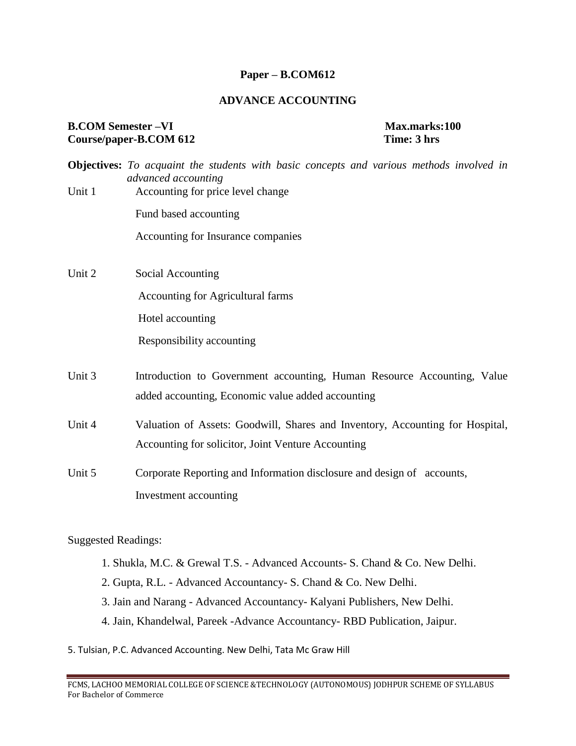**Paper – B.COM612**

**ADVANCE ACCOUNTING**

**B.COM Semester –VI** **Max.marks:100**
**Course/paper-B.COM 612** **Time: 3 hrs**

**Objectives:** *To acquaint the students with basic concepts and various methods involved in advanced accounting*

Unit 1 Accounting for price level change

Fund based accounting

Accounting for Insurance companies

Unit 2 Social Accounting

Accounting for Agricultural farms

Hotel accounting

Responsibility accounting

Unit 3 Introduction to Government accounting, Human Resource Accounting, Value added accounting, Economic value added accounting

Unit 4 Valuation of Assets: Goodwill, Shares and Inventory, Accounting for Hospital, Accounting for solicitor, Joint Venture Accounting

Unit 5 Corporate Reporting and Information disclosure and design of accounts, Investment accounting

Suggested Readings:

1. Shukla, M.C. & Grewal T.S. - Advanced Accounts- S. Chand & Co. New Delhi.
2. Gupta, R.L. - Advanced Accountancy- S. Chand & Co. New Delhi.
3. Jain and Narang - Advanced Accountancy- Kalyani Publishers, New Delhi.
4. Jain, Khandelwal, Pareek -Advance Accountancy- RBD Publication, Jaipur.
5. Tulsian, P.C. Advanced Accounting. New Delhi, Tata Mc Graw Hill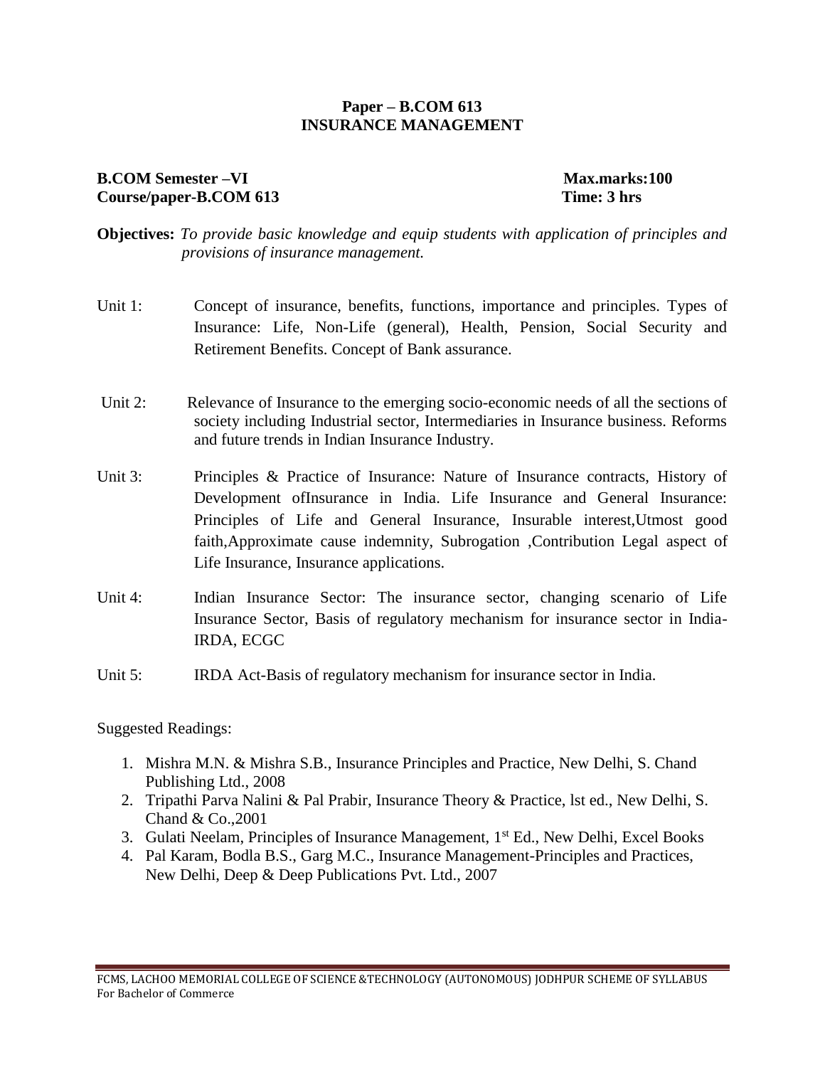**Paper – B.COM 613**
**INSURANCE MANAGEMENT**

**B.COM Semester –VI** **Max.marks:100**
**Course/paper-B.COM 613** **Time: 3 hrs**

**Objectives:** *To provide basic knowledge and equip students with application of principles and provisions of insurance management.*

Unit 1: Concept of insurance, benefits, functions, importance and principles. Types of Insurance: Life, Non-Life (general), Health, Pension, Social Security and Retirement Benefits. Concept of Bank assurance.

Unit 2: Relevance of Insurance to the emerging socio-economic needs of all the sections of society including Industrial sector, Intermediaries in Insurance business. Reforms and future trends in Indian Insurance Industry.

Unit 3: Principles & Practice of Insurance: Nature of Insurance contracts, History of Development ofInsurance in India. Life Insurance and General Insurance: Principles of Life and General Insurance, Insurable interest,Utmost good faith,Approximate cause indemnity, Subrogation ,Contribution Legal aspect of Life Insurance, Insurance applications.

Unit 4: Indian Insurance Sector: The insurance sector, changing scenario of Life Insurance Sector, Basis of regulatory mechanism for insurance sector in India-IRDA, ECGC

Unit 5: IRDA Act-Basis of regulatory mechanism for insurance sector in India.

Suggested Readings:

1. Mishra M.N. & Mishra S.B., Insurance Principles and Practice, New Delhi, S. Chand Publishing Ltd., 2008
2. Tripathi Parva Nalini & Pal Prabir, Insurance Theory & Practice, lst ed., New Delhi, S. Chand & Co.,2001
3. Gulati Neelam, Principles of Insurance Management, 1st Ed., New Delhi, Excel Books
4. Pal Karam, Bodla B.S., Garg M.C., Insurance Management-Principles and Practices, New Delhi, Deep & Deep Publications Pvt. Ltd., 2007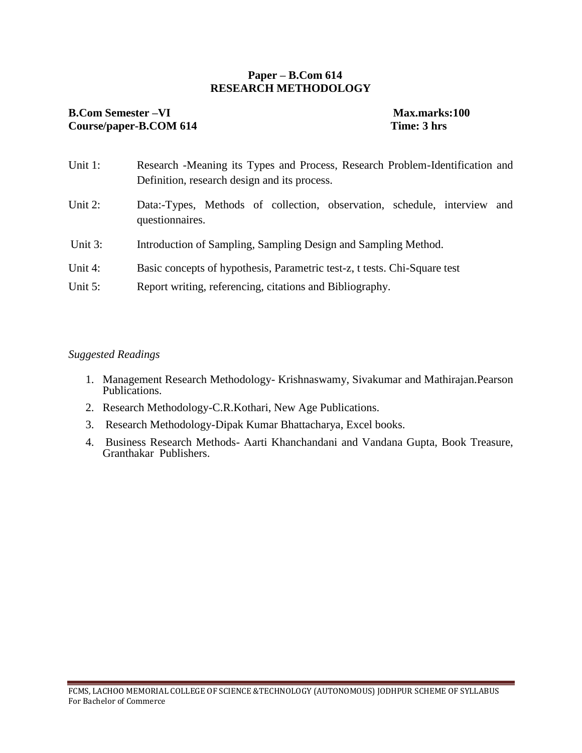**Paper – B.Com 614**
**RESEARCH METHODOLOGY**

**B.Com Semester –VI** **Max.marks:100**
**Course/paper-B.COM 614** **Time: 3 hrs**

| | |
|---|---|
| Unit 1: | Research -Meaning its Types and Process, Research Problem-Identification and Definition, research design and its process. |
| Unit 2: | Data:-Types, Methods of collection, observation, schedule, interview and questionnaires. |
| Unit 3: | Introduction of Sampling, Sampling Design and Sampling Method. |
| Unit 4: | Basic concepts of hypothesis, Parametric test-z, t tests. Chi-Square test |
| Unit 5: | Report writing, referencing, citations and Bibliography. |

*Suggested Readings*

1. Management Research Methodology- Krishnaswamy, Sivakumar and Mathirajan.Pearson Publications.
2. Research Methodology-C.R.Kothari, New Age Publications.
3. Research Methodology-Dipak Kumar Bhattacharya, Excel books.
4. Business Research Methods- Aarti Khanchandani and Vandana Gupta, Book Treasure, Granthakar Publishers.